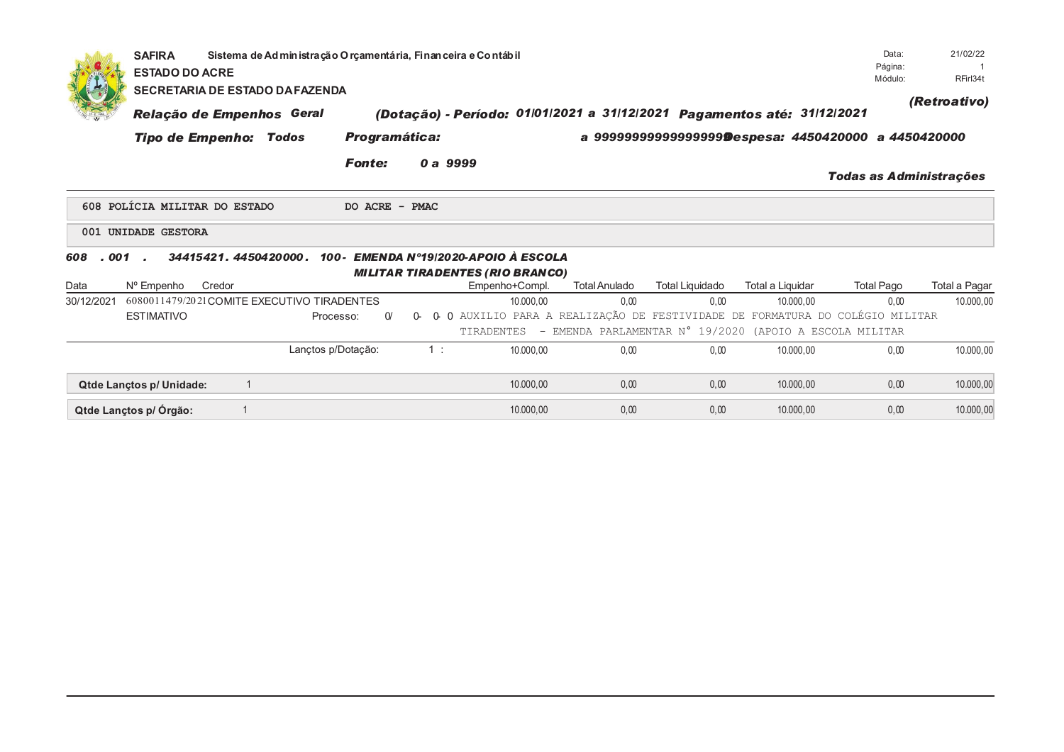**SAFIRA** Sistema de Administração Orçamentária, Financeira e Contábil
**ESTADO DO ACRE**
**SECRETARIA DE ESTADO DA FAZENDA**

Data: 21/02/22
Página: 1
Módulo: RFirl34t

***(Retroativo)***

***Relação de Empenhos Geral*** ***(Dotação) - Período: 01/01/2021 a 31/12/2021 Pagamentos até: 31/12/2021***

***Tipo de Empenho: Todos*** ***Programática:*** ***a 9999999999999999 Despesa: 4450420000 a 4450420000***

***Fonte: 0 a 9999***

***Todas as Administrações***

608 POLÍCIA MILITAR DO ESTADO DO ACRE - PMAC

001 UNIDADE GESTORA

***608 . 001 . 34415421. 4450420000. 100- EMENDA Nº19/2020-APOIO À ESCOLA MILITAR TIRADENTES (RIO BRANCO)***

| Data | Nº Empenho | Credor | | Empenho+Compl. | Total Anulado | Total Liquidado | Total a Liquidar | Total Pago | Total a Pagar |
|---|---|---|---|---|---|---|---|---|---|
| 30/12/2021 | 6080011479/2021 | COMITE EXECUTIVO TIRADENTES | | 10.000,00 | 0,00 | 0,00 | 10.000,00 | 0,00 | 10.000,00 |
| | ESTIMATIVO | | Processo: 0/ 0- 0- 0 | AUXILIO PARA A REALIZAÇÃO DE FESTIVIDADE DE FORMATURA DO COLÉGIO MILITAR TIRADENTES - EMENDA PARLAMENTAR N° 19/2020 (APOIO A ESCOLA MILITAR | | | | | |
| | | | Lançtos p/Dotação: 1 : | 10.000,00 | 0,00 | 0,00 | 10.000,00 | 0,00 | 10.000,00 |
| **Qtde Lançtos p/ Unidade:** | 1 | | | 10.000,00 | 0,00 | 0,00 | 10.000,00 | 0,00 | 10.000,00 |
| **Qtde Lançtos p/ Órgão:** | 1 | | | 10.000,00 | 0,00 | 0,00 | 10.000,00 | 0,00 | 10.000,00 |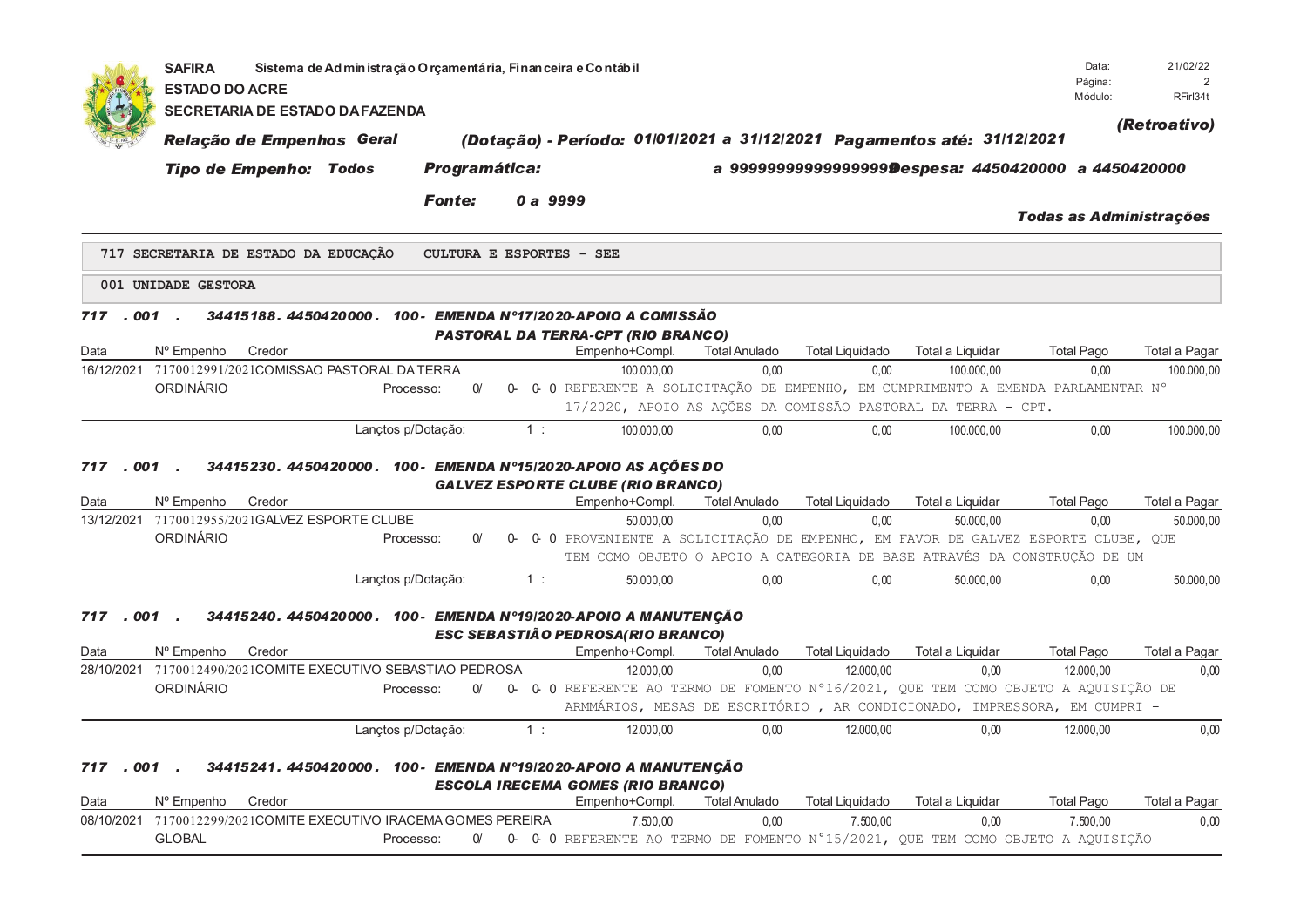**SAFIRA** Sistema de Administração Orçamentária, Financeira e Contábil
**ESTADO DO ACRE**
**SECRETARIA DE ESTADO DA FAZENDA**

Data: 21/02/22
Página: 2
Módulo: RFirl34t

***(Retroativo)***

***Relação de Empenhos Geral*** ***(Dotação) - Período: 01/01/2021 a 31/12/2021 Pagamentos até: 31/12/2021***

***Tipo de Empenho: Todos*** ***Programática:*** ***a 99999999999999999 Despesa: 4450420000 a 4450420000***

***Fonte: 0 a 9999***

***Todas as Administrações***

**717 SECRETARIA DE ESTADO DA EDUCAÇÃO CULTURA E ESPORTES - SEE**

**001 UNIDADE GESTORA**

***717 . 001 . 34415188. 4450420000. 100- EMENDA Nº17/2020-APOIO A COMISSÃO PASTORAL DA TERRA-CPT (RIO BRANCO)***

| Data | Nº Empenho | Credor | Empenho+Compl. | Total Anulado | Total Liquidado | Total a Liquidar | Total Pago | Total a Pagar |
|---|---|---|---|---|---|---|---|---|
| 16/12/2021 | 7170012991/2021 | COMISSAO PASTORAL DA TERRA | 100.000,00 | 0,00 | 0,00 | 100.000,00 | 0,00 | 100.000,00 |
| | ORDINÁRIO | Processo: 0/ 0- 0- 0 REFERENTE A SOLICITAÇÃO DE EMPENHO, EM CUMPRIMENTO A EMENDA PARLAMENTAR Nº 17/2020, APOIO AS AÇÕES DA COMISSÃO PASTORAL DA TERRA - CPT. | | | | | | |
| | | Lançtos p/Dotação: 1 : | 100.000,00 | 0,00 | 0,00 | 100.000,00 | 0,00 | 100.000,00 |

***717 . 001 . 34415230. 4450420000. 100- EMENDA Nº15/2020-APOIO AS AÇÕES DO GALVEZ ESPORTE CLUBE (RIO BRANCO)***

| Data | Nº Empenho | Credor | Empenho+Compl. | Total Anulado | Total Liquidado | Total a Liquidar | Total Pago | Total a Pagar |
|---|---|---|---|---|---|---|---|---|
| 13/12/2021 | 7170012955/2021 | GALVEZ ESPORTE CLUBE | 50.000,00 | 0,00 | 0,00 | 50.000,00 | 0,00 | 50.000,00 |
| | ORDINÁRIO | Processo: 0/ 0- 0- 0 PROVENIENTE A SOLICITAÇÃO DE EMPENHO, EM FAVOR DE GALVEZ ESPORTE CLUBE, QUE TEM COMO OBJETO O APOIO A CATEGORIA DE BASE ATRAVÉS DA CONSTRUÇÃO DE UM | | | | | | |
| | | Lançtos p/Dotação: 1 : | 50.000,00 | 0,00 | 0,00 | 50.000,00 | 0,00 | 50.000,00 |

***717 . 001 . 34415240. 4450420000. 100- EMENDA Nº19/2020-APOIO A MANUTENÇÃO ESC SEBASTIÃO PEDROSA(RIO BRANCO)***

| Data | Nº Empenho | Credor | Empenho+Compl. | Total Anulado | Total Liquidado | Total a Liquidar | Total Pago | Total a Pagar |
|---|---|---|---|---|---|---|---|---|
| 28/10/2021 | 7170012490/2021 | COMITE EXECUTIVO SEBASTIAO PEDROSA | 12.000,00 | 0,00 | 12.000,00 | 0,00 | 12.000,00 | 0,00 |
| | ORDINÁRIO | Processo: 0/ 0- 0- 0 REFERENTE AO TERMO DE FOMENTO Nº16/2021, QUE TEM COMO OBJETO A AQUISIÇÃO DE ARMMÁRIOS, MESAS DE ESCRITÓRIO , AR CONDICIONADO, IMPRESSORA, EM CUMPRI - | | | | | | |
| | | Lançtos p/Dotação: 1 : | 12.000,00 | 0,00 | 12.000,00 | 0,00 | 12.000,00 | 0,00 |

***717 . 001 . 34415241. 4450420000. 100- EMENDA Nº19/2020-APOIO A MANUTENÇÃO ESCOLA IRECEMA GOMES (RIO BRANCO)***

| Data | Nº Empenho | Credor | Empenho+Compl. | Total Anulado | Total Liquidado | Total a Liquidar | Total Pago | Total a Pagar |
|---|---|---|---|---|---|---|---|---|
| 08/10/2021 | 7170012299/2021 | COMITE EXECUTIVO IRACEMA GOMES PEREIRA | 7.500,00 | 0,00 | 7.500,00 | 0,00 | 7.500,00 | 0,00 |
| | GLOBAL | Processo: 0/ 0- 0- 0 REFERENTE AO TERMO DE FOMENTO Nº15/2021, QUE TEM COMO OBJETO A AQUISIÇÃO | | | | | | |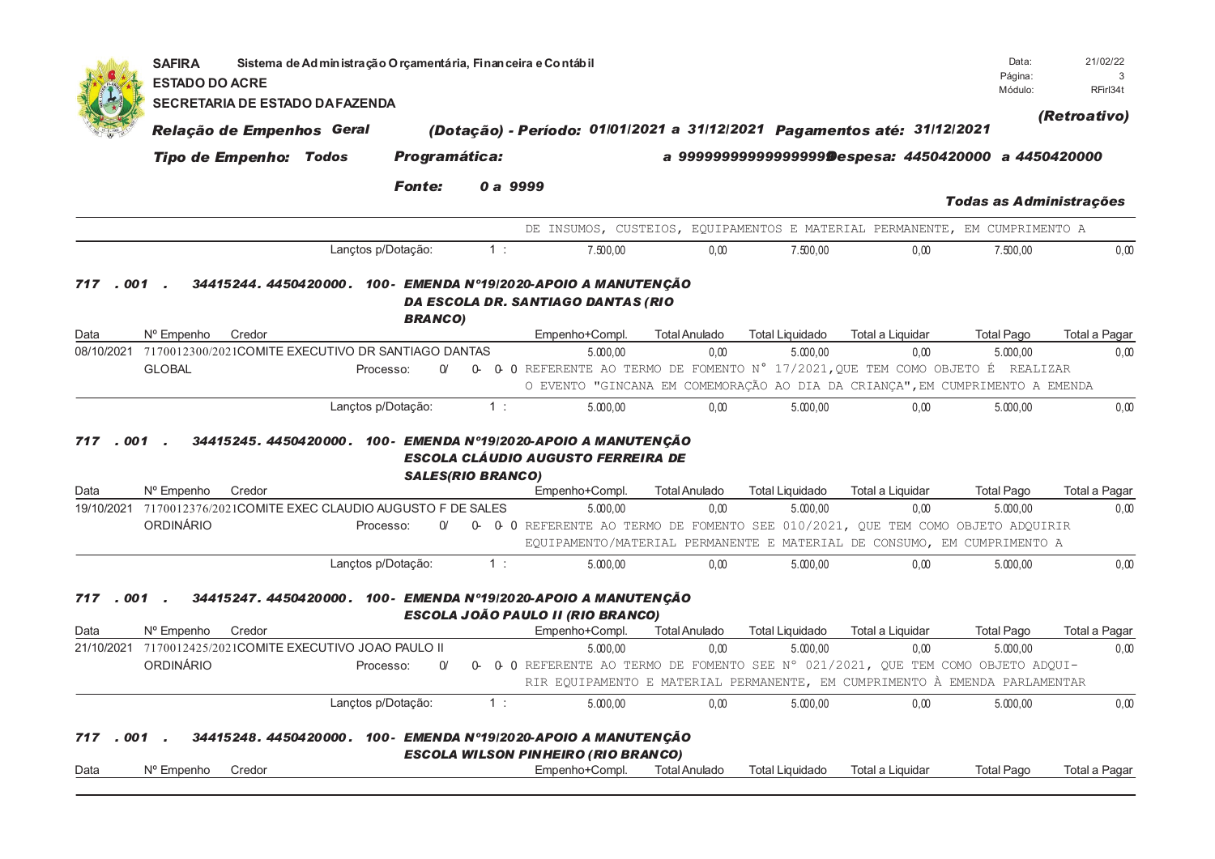SAFIRA Sistema de Administração Orçamentária, Financeira e Contábil
ESTADO DO ACRE
SECRETARIA DE ESTADO DA FAZENDA

Data: 21/02/22
Página: 3
Módulo: RFirl34t

***(Retroativo)***

***Relação de Empenhos Geral*** ***(Dotação) - Período: 01/01/2021 a 31/12/2021 Pagamentos até: 31/12/2021***

***Tipo de Empenho: Todos*** ***Programática:*** ***a 9999999999999999 Despesa: 4450420000 a 4450420000***

***Fonte:*** ***0 a 9999***

***Todas as Administrações***

| Data | Nº Empenho | Credor | | Empenho+Compl. | Total Anulado | Total Liquidado | Total a Liquidar | Total Pago | Total a Pagar |
|---|---|---|---|---|---|---|---|---|---|
| | | | | DE INSUMOS, CUSTEIOS, EQUIPAMENTOS E MATERIAL PERMANENTE, EM CUMPRIMENTO A | | | | | |
| | | Lançtos p/Dotação: | 1 : | 7.500,00 | 0,00 | 7.500,00 | 0,00 | 7.500,00 | 0,00 |

***717 . 001 . 34415244. 4450420000. 100- EMENDA Nº19/2020-APOIO A MANUTENÇÃO DA ESCOLA DR. SANTIAGO DANTAS (RIO BRANCO)***

| Data | Nº Empenho | Credor | | Empenho+Compl. | Total Anulado | Total Liquidado | Total a Liquidar | Total Pago | Total a Pagar |
|---|---|---|---|---|---|---|---|---|---|
| 08/10/2021 | 7170012300/2021 | COMITE EXECUTIVO DR SANTIAGO DANTAS | | 5.000,00 | 0,00 | 5.000,00 | 0,00 | 5.000,00 | 0,00 |
| | GLOBAL | Processo: 0/ | 0- 0- 0 | REFERENTE AO TERMO DE FOMENTO N° 17/2021,QUE TEM COMO OBJETO É REALIZAR O EVENTO "GINCANA EM COMEMORAÇÃO AO DIA DA CRIANÇA",EM CUMPRIMENTO A EMENDA | | | | | |
| | | Lançtos p/Dotação: | 1 : | 5.000,00 | 0,00 | 5.000,00 | 0,00 | 5.000,00 | 0,00 |

***717 . 001 . 34415245. 4450420000. 100- EMENDA Nº19/2020-APOIO A MANUTENÇÃO ESCOLA CLÁUDIO AUGUSTO FERREIRA DE SALES(RIO BRANCO)***

| Data | Nº Empenho | Credor | | Empenho+Compl. | Total Anulado | Total Liquidado | Total a Liquidar | Total Pago | Total a Pagar |
|---|---|---|---|---|---|---|---|---|---|
| 19/10/2021 | 7170012376/2021 | COMITE EXEC CLAUDIO AUGUSTO F DE SALES | | 5.000,00 | 0,00 | 5.000,00 | 0,00 | 5.000,00 | 0,00 |
| | ORDINÁRIO | Processo: 0/ | 0- 0- 0 | REFERENTE AO TERMO DE FOMENTO SEE 010/2021, QUE TEM COMO OBJETO ADQUIRIR EQUIPAMENTO/MATERIAL PERMANENTE E MATERIAL DE CONSUMO, EM CUMPRIMENTO A | | | | | |
| | | Lançtos p/Dotação: | 1 : | 5.000,00 | 0,00 | 5.000,00 | 0,00 | 5.000,00 | 0,00 |

***717 . 001 . 34415247. 4450420000. 100- EMENDA Nº19/2020-APOIO A MANUTENÇÃO ESCOLA JOÃO PAULO II (RIO BRANCO)***

| Data | Nº Empenho | Credor | | Empenho+Compl. | Total Anulado | Total Liquidado | Total a Liquidar | Total Pago | Total a Pagar |
|---|---|---|---|---|---|---|---|---|---|
| 21/10/2021 | 7170012425/2021 | COMITE EXECUTIVO JOAO PAULO II | | 5.000,00 | 0,00 | 5.000,00 | 0,00 | 5.000,00 | 0,00 |
| | ORDINÁRIO | Processo: 0/ | 0- 0- 0 | REFERENTE AO TERMO DE FOMENTO SEE N° 021/2021, QUE TEM COMO OBJETO ADQUI- RIR EQUIPAMENTO E MATERIAL PERMANENTE, EM CUMPRIMENTO À EMENDA PARLAMENTAR | | | | | |
| | | Lançtos p/Dotação: | 1 : | 5.000,00 | 0,00 | 5.000,00 | 0,00 | 5.000,00 | 0,00 |

***717 . 001 . 34415248. 4450420000. 100- EMENDA Nº19/2020-APOIO A MANUTENÇÃO ESCOLA WILSON PINHEIRO (RIO BRANCO)***

| Data | Nº Empenho | Credor | Empenho+Compl. | Total Anulado | Total Liquidado | Total a Liquidar | Total Pago | Total a Pagar |
|---|---|---|---|---|---|---|---|---|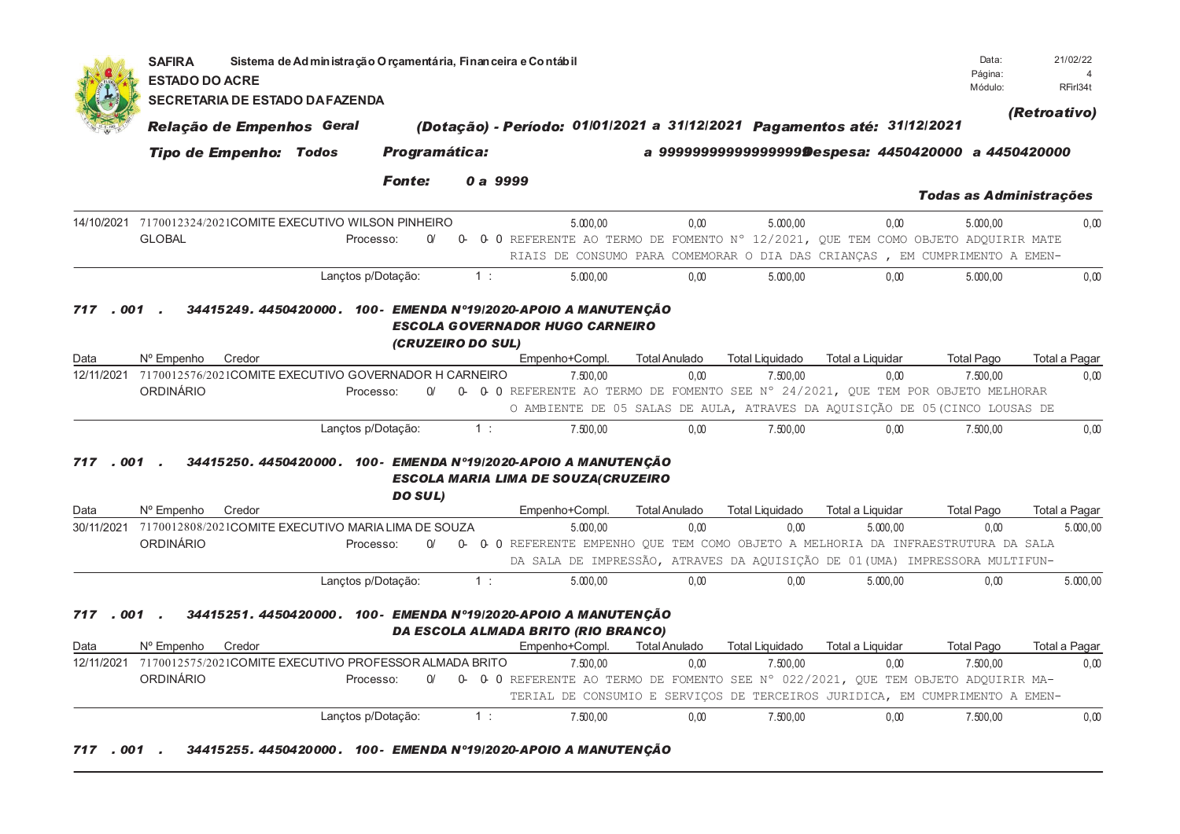**SAFIRA** Sistema de Administração Orçamentária, Financeira e Contábil
**ESTADO DO ACRE**
**SECRETARIA DE ESTADO DA FAZENDA**

Data: 21/02/22
Página: 4
Módulo: RFirl34t

*(Retroativo)*

***Relação de Empenhos Geral*** ***(Dotação) - Período: 01/01/2021 a 31/12/2021 Pagamentos até: 31/12/2021***

***Tipo de Empenho: Todos*** ***Programática:*** ***a 99999999999999999 Despesa: 4450420000 a 4450420000***

***Fonte:*** ***0 a 9999***

***Todas as Administrações***

| Data | Nº Empenho | Credor | Empenho+Compl. | Total Anulado | Total Liquidado | Total a Liquidar | Total Pago | Total a Pagar |
|---|---|---|---|---|---|---|---|---|
| 14/10/2021 | 7170012324/2021 | COMITE EXECUTIVO WILSON PINHEIRO | 5.000,00 | 0,00 | 5.000,00 | 0,00 | 5.000,00 | 0,00 |
| GLOBAL | | Processo: 0/ 0- 0- 0 REFERENTE AO TERMO DE FOMENTO N° 12/2021, QUE TEM COMO OBJETO ADQUIRIR MATE RIAIS DE CONSUMO PARA COMEMORAR O DIA DAS CRIANÇAS , EM CUMPRIMENTO A EMEN- | | | | | | |
| | | Lançtos p/Dotação: 1 : | 5.000,00 | 0,00 | 5.000,00 | 0,00 | 5.000,00 | 0,00 |

***717 . 001 . 34415249. 4450420000. 100- EMENDA Nº19/2020-APOIO A MANUTENÇÃO ESCOLA GOVERNADOR HUGO CARNEIRO (CRUZEIRO DO SUL)***

| Data | Nº Empenho | Credor | Empenho+Compl. | Total Anulado | Total Liquidado | Total a Liquidar | Total Pago | Total a Pagar |
|---|---|---|---|---|---|---|---|---|
| 12/11/2021 | 7170012576/2021 | COMITE EXECUTIVO GOVERNADOR H CARNEIRO | 7.500,00 | 0,00 | 7.500,00 | 0,00 | 7.500,00 | 0,00 |
| ORDINÁRIO | | Processo: 0/ 0- 0- 0 REFERENTE AO TERMO DE FOMENTO SEE N° 24/2021, QUE TEM POR OBJETO MELHORAR O AMBIENTE DE 05 SALAS DE AULA, ATRAVES DA AQUISIÇÃO DE 05(CINCO LOUSAS DE | | | | | | |
| | | Lançtos p/Dotação: 1 : | 7.500,00 | 0,00 | 7.500,00 | 0,00 | 7.500,00 | 0,00 |

***717 . 001 . 34415250. 4450420000. 100- EMENDA Nº19/2020-APOIO A MANUTENÇÃO ESCOLA MARIA LIMA DE SOUZA(CRUZEIRO DO SUL)***

| Data | Nº Empenho | Credor | Empenho+Compl. | Total Anulado | Total Liquidado | Total a Liquidar | Total Pago | Total a Pagar |
|---|---|---|---|---|---|---|---|---|
| 30/11/2021 | 7170012808/2021 | COMITE EXECUTIVO MARIA LIMA DE SOUZA | 5.000,00 | 0,00 | 0,00 | 5.000,00 | 0,00 | 5.000,00 |
| ORDINÁRIO | | Processo: 0/ 0- 0- 0 REFERENTE EMPENHO QUE TEM COMO OBJETO A MELHORIA DA INFRAESTRUTURA DA SALA DA SALA DE IMPRESSÃO, ATRAVES DA AQUISIÇÃO DE 01(UMA) IMPRESSORA MULTIFUN- | | | | | | |
| | | Lançtos p/Dotação: 1 : | 5.000,00 | 0,00 | 0,00 | 5.000,00 | 0,00 | 5.000,00 |

***717 . 001 . 34415251. 4450420000. 100- EMENDA Nº19/2020-APOIO A MANUTENÇÃO DA ESCOLA ALMADA BRITO (RIO BRANCO)***

| Data | Nº Empenho | Credor | Empenho+Compl. | Total Anulado | Total Liquidado | Total a Liquidar | Total Pago | Total a Pagar |
|---|---|---|---|---|---|---|---|---|
| 12/11/2021 | 7170012575/2021 | COMITE EXECUTIVO PROFESSOR ALMADA BRITO | 7.500,00 | 0,00 | 7.500,00 | 0,00 | 7.500,00 | 0,00 |
| ORDINÁRIO | | Processo: 0/ 0- 0- 0 REFERENTE AO TERMO DE FOMENTO SEE N° 022/2021, QUE TEM OBJETO ADQUIRIR MA- TERIAL DE CONSUMIO E SERVIÇOS DE TERCEIROS JURIDICA, EM CUMPRIMENTO A EMEN- | | | | | | |
| | | Lançtos p/Dotação: 1 : | 7.500,00 | 0,00 | 7.500,00 | 0,00 | 7.500,00 | 0,00 |

***717 . 001 . 34415255. 4450420000. 100- EMENDA Nº19/2020-APOIO A MANUTENÇÃO***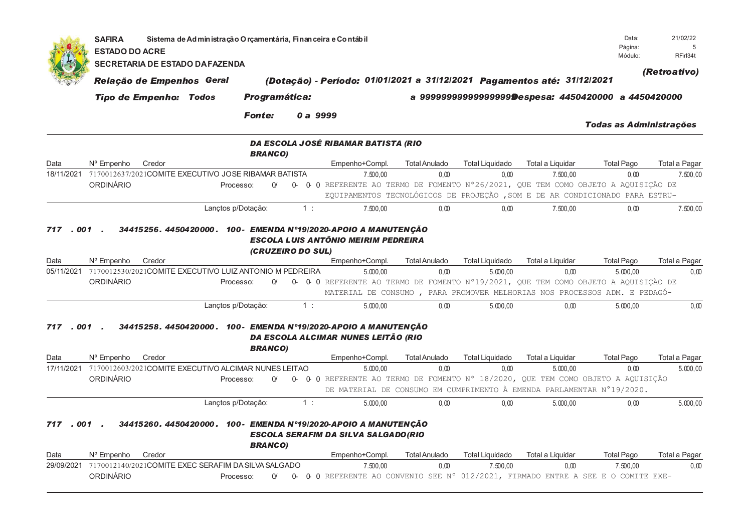**SAFIRA** Sistema de Administração Orçamentária, Financeira e Contábil
**ESTADO DO ACRE**
**SECRETARIA DE ESTADO DA FAZENDA**

Data: 21/02/22
Módulo: RFirl34t

***(Retroativo)***

***Relação de Empenhos Geral*** ***(Dotação) - Período: 01/01/2021 a 31/12/2021 Pagamentos até: 31/12/2021***

***Tipo de Empenho: Todos*** ***Programática:*** ***a 9999999999999999 Despesa: 4450420000 a 4450420000***

***Fonte: 0 a 9999***

***Todas as Administrações***

---

***DA ESCOLA JOSÉ RIBAMAR BATISTA (RIO BRANCO)***

| Data | Nº Empenho | Credor | Empenho+Compl. | Total Anulado | Total Liquidado | Total a Liquidar | Total Pago | Total a Pagar |
|---|---|---|---|---|---|---|---|---|
| 18/11/2021 | 7170012637/2021 | COMITE EXECUTIVO JOSE RIBAMAR BATISTA | 7.500,00 | 0,00 | 0,00 | 7.500,00 | 0,00 | 7.500,00 |
| | ORDINÁRIO | Processo: 0/ 0- 0- 0 | REFERENTE AO TERMO DE FOMENTO N°26/2021, QUE TEM COMO OBJETO A AQUISIÇÃO DE EQUIPAMENTOS TECNOLÓGICOS DE PROJEÇÃO ,SOM E DE AR CONDICIONADO PARA ESTRU- | | | | | |
| | | Lançtos p/Dotação: 1 : | 7.500,00 | 0,00 | 0,00 | 7.500,00 | 0,00 | 7.500,00 |

***717 . 001 . 34415256. 4450420000. 100- EMENDA Nº19/2020-APOIO A MANUTENÇÃO ESCOLA LUIS ANTÕNIO MEIRIM PEDREIRA (CRUZEIRO DO SUL)***

| Data | Nº Empenho | Credor | Empenho+Compl. | Total Anulado | Total Liquidado | Total a Liquidar | Total Pago | Total a Pagar |
|---|---|---|---|---|---|---|---|---|
| 05/11/2021 | 7170012530/2021 | COMITE EXECUTIVO LUIZ ANTONIO M PEDREIRA | 5.000,00 | 0,00 | 5.000,00 | 0,00 | 5.000,00 | 0,00 |
| | ORDINÁRIO | Processo: 0/ 0- 0- 0 | REFERENTE AO TERMO DE FOMENTO N°19/2021, QUE TEM COMO OBJETO A AQUISIÇÃO DE MATERIAL DE CONSUMO , PARA PROMOVER MELHORIAS NOS PROCESSOS ADM. E PEDAGÓ- | | | | | |
| | | Lançtos p/Dotação: 1 : | 5.000,00 | 0,00 | 5.000,00 | 0,00 | 5.000,00 | 0,00 |

***717 . 001 . 34415258. 4450420000. 100- EMENDA Nº19/2020-APOIO A MANUTENÇÃO DA ESCOLA ALCIMAR NUNES LEITÃO (RIO BRANCO)***

| Data | Nº Empenho | Credor | Empenho+Compl. | Total Anulado | Total Liquidado | Total a Liquidar | Total Pago | Total a Pagar |
|---|---|---|---|---|---|---|---|---|
| 17/11/2021 | 7170012603/2021 | COMITE EXECUTIVO ALCIMAR NUNES LEITAO | 5.000,00 | 0,00 | 0,00 | 5.000,00 | 0,00 | 5.000,00 |
| | ORDINÁRIO | Processo: 0/ 0- 0- 0 | REFERENTE AO TERMO DE FOMENTO N° 18/2020, QUE TEM COMO OBJETO A AQUISIÇÃO DE MATERIAL DE CONSUMO EM CUMPRIMENTO À EMENDA PARLAMENTAR N°19/2020. | | | | | |
| | | Lançtos p/Dotação: 1 : | 5.000,00 | 0,00 | 0,00 | 5.000,00 | 0,00 | 5.000,00 |

***717 . 001 . 34415260. 4450420000. 100- EMENDA Nº19/2020-APOIO A MANUTENÇÃO ESCOLA SERAFIM DA SILVA SALGADO(RIO BRANCO)***

| Data | Nº Empenho | Credor | Empenho+Compl. | Total Anulado | Total Liquidado | Total a Liquidar | Total Pago | Total a Pagar |
|---|---|---|---|---|---|---|---|---|
| 29/09/2021 | 7170012140/2021 | COMITE EXEC SERAFIM DA SILVA SALGADO | 7.500,00 | 0,00 | 7.500,00 | 0,00 | 7.500,00 | 0,00 |
| | ORDINÁRIO | Processo: 0/ 0- 0- 0 | REFERENTE AO CONVENIO SEE N° 012/2021, FIRMADO ENTRE A SEE E O COMITE EXE- | | | | | |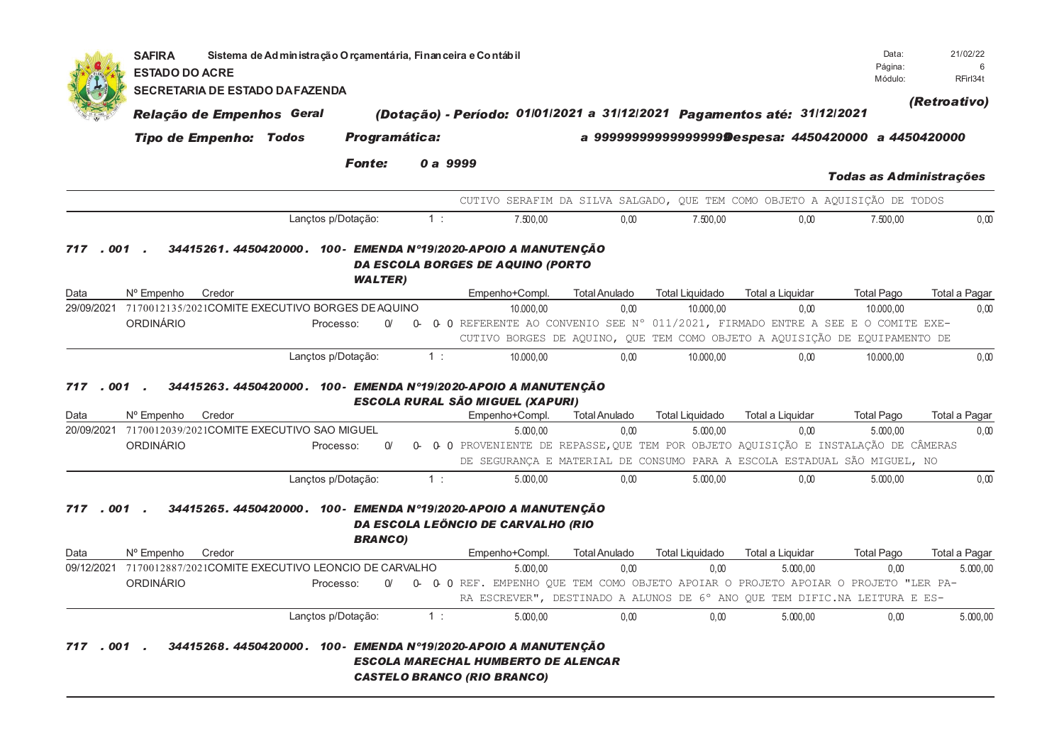SAFIRA Sistema de Administração Orçamentária, Financeira e Contábil
ESTADO DO ACRE
SECRETARIA DE ESTADO DA FAZENDA

Data: 21/02/22
Página: 6
Módulo: RFirl34t

***Relação de Empenhos Geral*** ***(Dotação) - Período: 01/01/2021 a 31/12/2021 Pagamentos até: 31/12/2021*** ***(Retroativo)***

***Tipo de Empenho: Todos*** ***Programática:*** ***a 9999999999999999 Despesa: 4450420000 a 4450420000***

***Fonte:*** ***0 a 9999*** ***Todas as Administrações***

| | | | | | | | | |
|---|---|---|---|---|---|---|---|---|
| | | CUTIVO SERAFIM DA SILVA SALGADO, QUE TEM COMO OBJETO A AQUISIÇÃO DE TODOS | | | | | | |
| | Lançtos p/Dotação: 1 : | 7.500,00 | 0,00 | 7.500,00 | 0,00 | 7.500,00 | 0,00 | |

***717 . 001 . 34415261. 4450420000. 100- EMENDA Nº19/2020-APOIO A MANUTENÇÃO DA ESCOLA BORGES DE AQUINO (PORTO WALTER)***

| Data | Nº Empenho | Credor | Empenho+Compl. | Total Anulado | Total Liquidado | Total a Liquidar | Total Pago | Total a Pagar |
|---|---|---|---|---|---|---|---|---|
| 29/09/2021 | 7170012135/2021 | COMITE EXECUTIVO BORGES DE AQUINO | 10.000,00 | 0,00 | 10.000,00 | 0,00 | 10.000,00 | 0,00 |
| | ORDINÁRIO | Processo: 0/ 0- 0- 0 | REFERENTE AO CONVENIO SEE Nº 011/2021, FIRMADO ENTRE A SEE E O COMITE EXE-CUTIVO BORGES DE AQUINO, QUE TEM COMO OBJETO A AQUISIÇÃO DE EQUIPAMENTO DE | | | | | |
| | | Lançtos p/Dotação: 1 : | 10.000,00 | 0,00 | 10.000,00 | 0,00 | 10.000,00 | 0,00 |

***717 . 001 . 34415263. 4450420000. 100- EMENDA Nº19/2020-APOIO A MANUTENÇÃO ESCOLA RURAL SÃO MIGUEL (XAPURI)***

| Data | Nº Empenho | Credor | Empenho+Compl. | Total Anulado | Total Liquidado | Total a Liquidar | Total Pago | Total a Pagar |
|---|---|---|---|---|---|---|---|---|
| 20/09/2021 | 7170012039/2021 | COMITE EXECUTIVO SAO MIGUEL | 5.000,00 | 0,00 | 5.000,00 | 0,00 | 5.000,00 | 0,00 |
| | ORDINÁRIO | Processo: 0/ 0- 0- 0 | PROVENIENTE DE REPASSE,QUE TEM POR OBJETO AQUISIÇÃO E INSTALAÇÃO DE CÂMERAS DE SEGURANÇA E MATERIAL DE CONSUMO PARA A ESCOLA ESTADUAL SÃO MIGUEL, NO | | | | | |
| | | Lançtos p/Dotação: 1 : | 5.000,00 | 0,00 | 5.000,00 | 0,00 | 5.000,00 | 0,00 |

***717 . 001 . 34415265. 4450420000. 100- EMENDA Nº19/2020-APOIO A MANUTENÇÃO DA ESCOLA LEÔNCIO DE CARVALHO (RIO BRANCO)***

| Data | Nº Empenho | Credor | Empenho+Compl. | Total Anulado | Total Liquidado | Total a Liquidar | Total Pago | Total a Pagar |
|---|---|---|---|---|---|---|---|---|
| 09/12/2021 | 7170012887/2021 | COMITE EXECUTIVO LEONCIO DE CARVALHO | 5.000,00 | 0,00 | 0,00 | 5.000,00 | 0,00 | 5.000,00 |
| | ORDINÁRIO | Processo: 0/ 0- 0- 0 | REF. EMPENHO QUE TEM COMO OBJETO APOIAR O PROJETO APOIAR O PROJETO "LER PA-RA ESCREVER", DESTINADO A ALUNOS DE 6º ANO QUE TEM DIFIC.NA LEITURA E ES- | | | | | |
| | | Lançtos p/Dotação: 1 : | 5.000,00 | 0,00 | 0,00 | 5.000,00 | 0,00 | 5.000,00 |

***717 . 001 . 34415268. 4450420000. 100- EMENDA Nº19/2020-APOIO A MANUTENÇÃO ESCOLA MARECHAL HUMBERTO DE ALENCAR CASTELO BRANCO (RIO BRANCO)***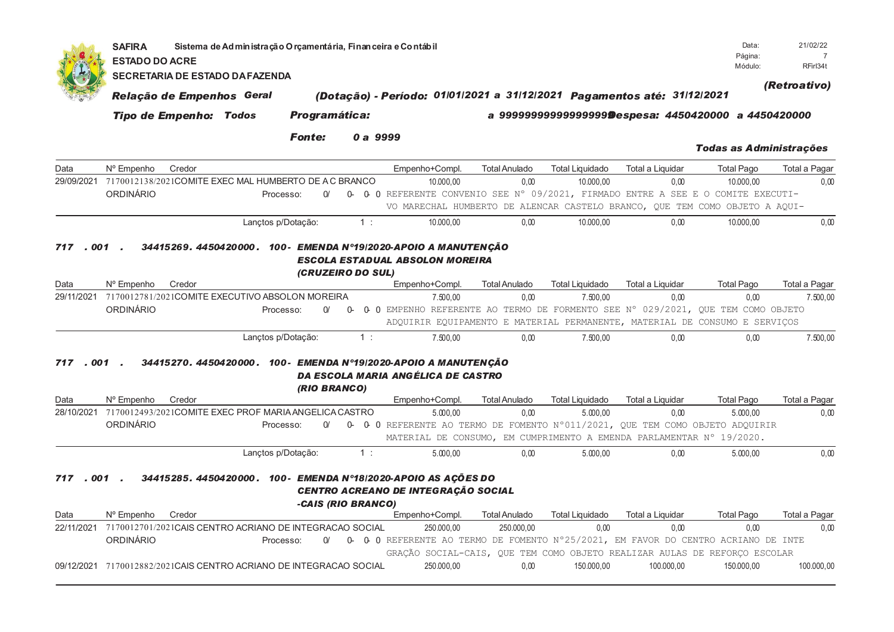**SAFIRA** Sistema de Administração Orçamentária, Financeira e Contábil
**ESTADO DO ACRE**
**SECRETARIA DE ESTADO DA FAZENDA**

Data: 21/02/22
Página: 7
Módulo: RFirl34t

***(Retroativo)***

***Relação de Empenhos Geral*** ***(Dotação) - Período: 01/01/2021 a 31/12/2021 Pagamentos até: 31/12/2021***

***Tipo de Empenho: Todos*** ***Programática:*** ***a 99999999999999999 Despesa: 4450420000 a 4450420000***

***Fonte:*** ***0 a 9999***

***Todas as Administrações***

| Data | Nº Empenho | Credor | Empenho+Compl. | Total Anulado | Total Liquidado | Total a Liquidar | Total Pago | Total a Pagar |
|---|---|---|---|---|---|---|---|---|
| 29/09/2021 | 7170012138/2021 | COMITE EXEC MAL HUMBERTO DE A C BRANCO | 10.000,00 | 0,00 | 10.000,00 | 0,00 | 10.000,00 | 0,00 |
| ORDINÁRIO | | Processo: 0/ 0- 0- 0 REFERENTE CONVENIO SEE Nº 09/2021, FIRMADO ENTRE A SEE E O COMITE EXECUTIVO MARECHAL HUMBERTO DE ALENCAR CASTELO BRANCO, QUE TEM COMO OBJETO A AQUI- | | | | | | |
| | | Lançtos p/Dotação: 1 : | 10.000,00 | 0,00 | 10.000,00 | 0,00 | 10.000,00 | 0,00 |

***717 . 001 . 34415269. 4450420000. 100- EMENDA Nº19/2020-APOIO A MANUTENÇÃO ESCOLA ESTADUAL ABSOLON MOREIRA (CRUZEIRO DO SUL)***

| Data | Nº Empenho | Credor | Empenho+Compl. | Total Anulado | Total Liquidado | Total a Liquidar | Total Pago | Total a Pagar |
|---|---|---|---|---|---|---|---|---|
| 29/11/2021 | 7170012781/2021 | COMITE EXECUTIVO ABSOLON MOREIRA | 7.500,00 | 0,00 | 7.500,00 | 0,00 | 0,00 | 7.500,00 |
| ORDINÁRIO | | Processo: 0/ 0- 0- 0 EMPENHO REFERENTE AO TERMO DE FORMENTO SEE Nº 029/2021, QUE TEM COMO OBJETO ADQUIRIR EQUIPAMENTO E MATERIAL PERMANENTE, MATERIAL DE CONSUMO E SERVIÇOS | | | | | | |
| | | Lançtos p/Dotação: 1 : | 7.500,00 | 0,00 | 7.500,00 | 0,00 | 0,00 | 7.500,00 |

***717 . 001 . 34415270. 4450420000. 100- EMENDA Nº19/2020-APOIO A MANUTENÇÃO DA ESCOLA MARIA ANGÉLICA DE CASTRO (RIO BRANCO)***

| Data | Nº Empenho | Credor | Empenho+Compl. | Total Anulado | Total Liquidado | Total a Liquidar | Total Pago | Total a Pagar |
|---|---|---|---|---|---|---|---|---|
| 28/10/2021 | 7170012493/2021 | COMITE EXEC PROF MARIA ANGELICA CASTRO | 5.000,00 | 0,00 | 5.000,00 | 0,00 | 5.000,00 | 0,00 |
| ORDINÁRIO | | Processo: 0/ 0- 0- 0 REFERENTE AO TERMO DE FOMENTO Nº011/2021, QUE TEM COMO OBJETO ADQUIRIR MATERIAL DE CONSUMO, EM CUMPRIMENTO A EMENDA PARLAMENTAR Nº 19/2020. | | | | | | |
| | | Lançtos p/Dotação: 1 : | 5.000,00 | 0,00 | 5.000,00 | 0,00 | 5.000,00 | 0,00 |

***717 . 001 . 34415285. 4450420000. 100- EMENDA Nº18/2020-APOIO AS AÇÕES DO CENTRO ACREANO DE INTEGRAÇÃO SOCIAL -CAIS (RIO BRANCO)***

| Data | Nº Empenho | Credor | Empenho+Compl. | Total Anulado | Total Liquidado | Total a Liquidar | Total Pago | Total a Pagar |
|---|---|---|---|---|---|---|---|---|
| 22/11/2021 | 7170012701/2021 | CAIS CENTRO ACRIANO DE INTEGRACAO SOCIAL | 250.000,00 | 250.000,00 | 0,00 | 0,00 | 0,00 | 0,00 |
| ORDINÁRIO | | Processo: 0/ 0- 0- 0 REFERENTE AO TERMO DE FOMENTO Nº25/2021, EM FAVOR DO CENTRO ACRIANO DE INTEGRAÇÃO SOCIAL-CAIS, QUE TEM COMO OBJETO REALIZAR AULAS DE REFORÇO ESCOLAR | | | | | | |
| 09/12/2021 | 7170012882/2021 | CAIS CENTRO ACRIANO DE INTEGRACAO SOCIAL | 250.000,00 | 0,00 | 150.000,00 | 100.000,00 | 150.000,00 | 100.000,00 |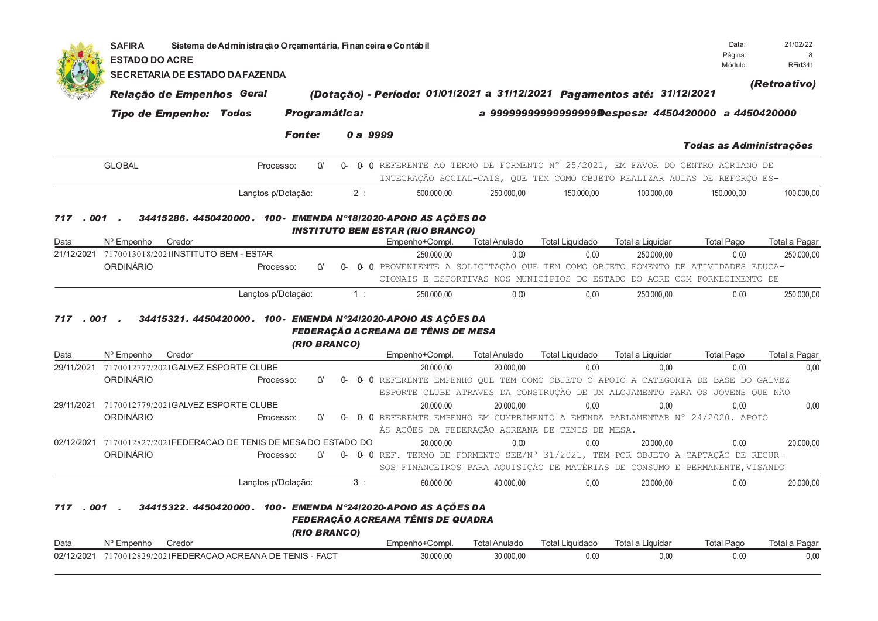**SAFIRA** Sistema de Administração Orçamentária, Financeira e Contábil
**ESTADO DO ACRE**
**SECRETARIA DE ESTADO DA FAZENDA**

Data: 21/02/22
Página: 8
Módulo: RFirl34t

***(Retroativo)***

***Relação de Empenhos Geral*** ***(Dotação) - Período: 01/01/2021 a 31/12/2021 Pagamentos até: 31/12/2021***

***Tipo de Empenho: Todos*** ***Programática:*** ***a 99999999999999999 Despesa: 4450420000 a 4450420000***

***Fonte:*** ***0 a 9999***

***Todas as Administrações***

| | | | | | | | |
|---|---|---|---|---|---|---|---|
| | GLOBAL | Processo: 0/ 0- 0- 0 | REFERENTE AO TERMO DE FORMENTO N° 25/2021, EM FAVOR DO CENTRO ACRIANO DE INTEGRAÇÃO SOCIAL-CAIS, QUE TEM COMO OBJETO REALIZAR AULAS DE REFORÇO ES- | | | | |
| | | Lançtos p/Dotação: 2 : | 500.000,00 | 250.000,00 | 150.000,00 | 100.000,00 | 150.000,00 | 100.000,00 |

***717 . 001 . 34415286. 4450420000. 100- EMENDA N°18/2020-APOIO AS AÇÕES DO INSTITUTO BEM ESTAR (RIO BRANCO)***

| Data | Nº Empenho | Credor | Empenho+Compl. | Total Anulado | Total Liquidado | Total a Liquidar | Total Pago | Total a Pagar |
|---|---|---|---|---|---|---|---|---|
| 21/12/2021 | 7170013018/2021 | INSTITUTO BEM - ESTAR | 250.000,00 | 0,00 | 0,00 | 250.000,00 | 0,00 | 250.000,00 |
| | ORDINÁRIO | Processo: 0/ 0- 0- 0 | PROVENIENTE A SOLICITAÇÃO QUE TEM COMO OBJETO FOMENTO DE ATIVIDADES EDUCACIONAIS E ESPORTIVAS NOS MUNICÍPIOS DO ESTADO DO ACRE COM FORNECIMENTO DE | | | | | |
| | | Lançtos p/Dotação: 1 : | 250.000,00 | 0,00 | 0,00 | 250.000,00 | 0,00 | 250.000,00 |

***717 . 001 . 34415321. 4450420000. 100- EMENDA N°24/2020-APOIO AS AÇÕES DA FEDERAÇÃO ACREANA DE TÊNIS DE MESA (RIO BRANCO)***

| Data | Nº Empenho | Credor | Empenho+Compl. | Total Anulado | Total Liquidado | Total a Liquidar | Total Pago | Total a Pagar |
|---|---|---|---|---|---|---|---|---|
| 29/11/2021 | 7170012777/2021 | GALVEZ ESPORTE CLUBE | 20.000,00 | 20.000,00 | 0,00 | 0,00 | 0,00 | 0,00 |
| | ORDINÁRIO | Processo: 0/ 0- 0- 0 | REFERENTE EMPENHO QUE TEM COMO OBJETO O APOIO A CATEGORIA DE BASE DO GALVEZ ESPORTE CLUBE ATRAVES DA CONSTRUÇÃO DE UM ALOJAMENTO PARA OS JOVENS QUE NÃO | | | | | |
| 29/11/2021 | 7170012779/2021 | GALVEZ ESPORTE CLUBE | 20.000,00 | 20.000,00 | 0,00 | 0,00 | 0,00 | 0,00 |
| | ORDINÁRIO | Processo: 0/ 0- 0- 0 | REFERENTE EMPENHO EM CUMPRIMENTO A EMENDA PARLAMENTAR N° 24/2020. APOIO ÀS AÇÕES DA FEDERAÇÃO ACREANA DE TENIS DE MESA. | | | | | |
| 02/12/2021 | 7170012827/2021 | FEDERACAO DE TENIS DE MESA DO ESTADO DO | 20.000,00 | 0,00 | 0,00 | 20.000,00 | 0,00 | 20.000,00 |
| | ORDINÁRIO | Processo: 0/ 0- 0- 0 | REF. TERMO DE FORMENTO SEE/N° 31/2021, TEM POR OBJETO A CAPTAÇÃO DE RECURSOS FINANCEIROS PARA AQUISIÇÃO DE MATÉRIAS DE CONSUMO E PERMANENTE, VISANDO | | | | | |
| | | Lançtos p/Dotação: 3 : | 60.000,00 | 40.000,00 | 0,00 | 20.000,00 | 0,00 | 20.000,00 |

***717 . 001 . 34415322. 4450420000. 100- EMENDA N°24/2020-APOIO AS AÇÕES DA FEDERAÇÃO ACREANA TÊNIS DE QUADRA (RIO BRANCO)***

| Data | Nº Empenho | Credor | Empenho+Compl. | Total Anulado | Total Liquidado | Total a Liquidar | Total Pago | Total a Pagar |
|---|---|---|---|---|---|---|---|---|
| 02/12/2021 | 7170012829/2021 | FEDERACAO ACREANA DE TENIS - FACT | 30.000,00 | 30.000,00 | 0,00 | 0,00 | 0,00 | 0,00 |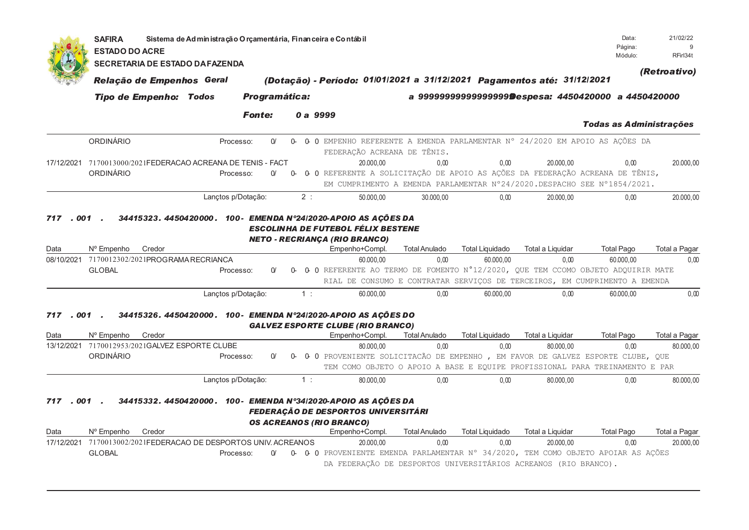**SAFIRA** Sistema de Administração Orçamentária, Financeira e Contábil
**ESTADO DO ACRE**
**SECRETARIA DE ESTADO DA FAZENDA**

Data: 21/02/22
Módulo: RFirl34t

*(Retroativo)*

***Relação de Empenhos Geral*** ***(Dotação) - Período: 01/01/2021 a 31/12/2021 Pagamentos até: 31/12/2021***

***Tipo de Empenho: Todos*** ***Programática:*** ***a 9999999999999999 Despesa: 4450420000 a 4450420000***

***Fonte: 0 a 9999***

***Todas as Administrações***

| Data | Nº Empenho / Credor | | Empenho+Compl. | Total Anulado | Total Liquidado | Total a Liquidar | Total Pago | Total a Pagar |
|---|---|---|---|---|---|---|---|---|
| | ORDINÁRIO | Processo: 0/ 0- 0- 0 | EMPENHO REFERENTE A EMENDA PARLAMENTAR N° 24/2020 EM APOIO AS AÇÕES DA FEDERAÇÃO ACREANA DE TÊNIS. | | | | | |
| 17/12/2021 | 7170013000/2021 FEDERACAO ACREANA DE TENIS - FACT | | 20.000,00 | 0,00 | 0,00 | 20.000,00 | 0,00 | 20.000,00 |
| | ORDINÁRIO | Processo: 0/ 0- 0- 0 | REFERENTE A SOLICITAÇÃO DE APOIO AS AÇÕES DA FEDERAÇÃO ACREANA DE TÊNIS, EM CUMPRIMENTO A EMENDA PARLAMENTAR N°24/2020.DESPACHO SEE N°1854/2021. | | | | | |
| | Lançtos p/Dotação: | 2 : | 50.000,00 | 30.000,00 | 0,00 | 20.000,00 | 0,00 | 20.000,00 |

***717 . 001 . 34415323. 4450420000. 100- EMENDA Nº24/2020-APOIO AS AÇÕES DA ESCOLINHA DE FUTEBOL FÉLIX BESTENE NETO - RECRIANÇA (RIO BRANCO)***

| Data | Nº Empenho / Credor | | Empenho+Compl. | Total Anulado | Total Liquidado | Total a Liquidar | Total Pago | Total a Pagar |
|---|---|---|---|---|---|---|---|---|
| 08/10/2021 | 7170012302/2021 PROGRAMA RECRIANCA | | 60.000,00 | 0,00 | 60.000,00 | 0,00 | 60.000,00 | 0,00 |
| | GLOBAL | Processo: 0/ 0- 0- 0 | REFERENTE AO TERMO DE FOMENTO N°12/2020, QUE TEM CCOMO OBJETO ADQUIRIR MATE RIAL DE CONSUMO E CONTRATAR SERVIÇOS DE TERCEIROS, EM CUMPRIMENTO A EMENDA | | | | | |
| | Lançtos p/Dotação: | 1 : | 60.000,00 | 0,00 | 60.000,00 | 0,00 | 60.000,00 | 0,00 |

***717 . 001 . 34415326. 4450420000. 100- EMENDA Nº24/2020-APOIO AS AÇÕES DO GALVEZ ESPORTE CLUBE (RIO BRANCO)***

| Data | Nº Empenho / Credor | | Empenho+Compl. | Total Anulado | Total Liquidado | Total a Liquidar | Total Pago | Total a Pagar |
|---|---|---|---|---|---|---|---|---|
| 13/12/2021 | 7170012953/2021 GALVEZ ESPORTE CLUBE | | 80.000,00 | 0,00 | 0,00 | 80.000,00 | 0,00 | 80.000,00 |
| | ORDINÁRIO | Processo: 0/ 0- 0- 0 | PROVENIENTE SOLICITACÃO DE EMPENHO , EM FAVOR DE GALVEZ ESPORTE CLUBE, QUE TEM COMO OBJETO O APOIO A BASE E EQUIPE PROFISSIONAL PARA TREINAMENTO E PAR | | | | | |
| | Lançtos p/Dotação: | 1 : | 80.000,00 | 0,00 | 0,00 | 80.000,00 | 0,00 | 80.000,00 |

***717 . 001 . 34415332. 4450420000. 100- EMENDA Nº34/2020-APOIO AS AÇÕES DA FEDERAÇÃO DE DESPORTOS UNIVERSITÁRIOS ACREANOS (RIO BRANCO)***

| Data | Nº Empenho / Credor | | Empenho+Compl. | Total Anulado | Total Liquidado | Total a Liquidar | Total Pago | Total a Pagar |
|---|---|---|---|---|---|---|---|---|
| 17/12/2021 | 7170013002/2021 FEDERACAO DE DESPORTOS UNIV. ACREANOS | | 20.000,00 | 0,00 | 0,00 | 20.000,00 | 0,00 | 20.000,00 |
| | GLOBAL | Processo: 0/ 0- 0- 0 | PROVENIENTE EMENDA PARLAMENTAR N° 34/2020, TEM COMO OBJETO APOIAR AS AÇÕES DA FEDERAÇÃO DE DESPORTOS UNIVERSITÁRIOS ACREANOS (RIO BRANCO). | | | | | |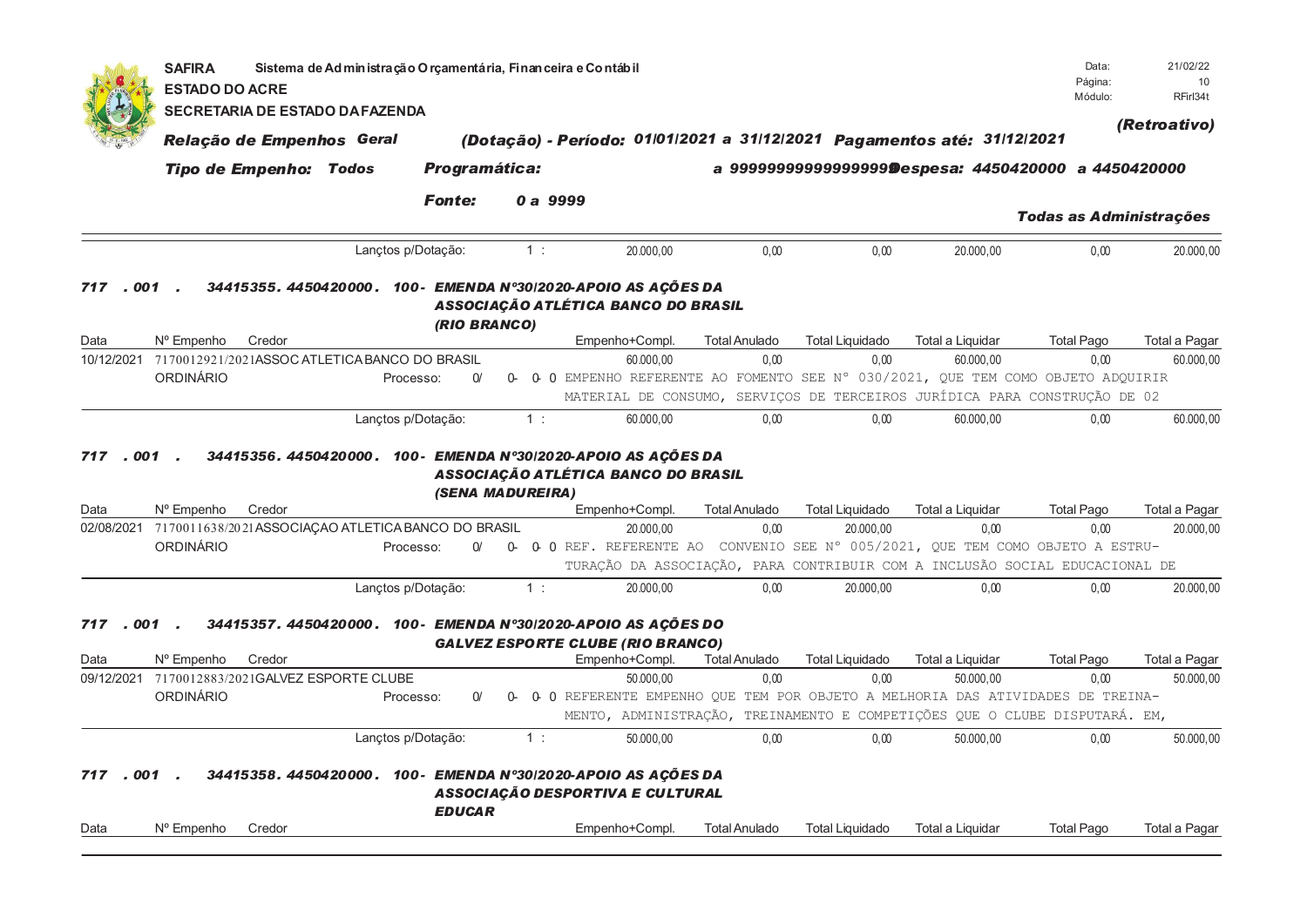**SAFIRA** Sistema de Administração Orçamentária, Financeira e Contábil
**ESTADO DO ACRE**
**SECRETARIA DE ESTADO DA FAZENDA**

Data: 21/02/22
Página: 10
Módulo: RFirl34t

***(Retroativo)***

***Relação de Empenhos Geral*** ***(Dotação) - Período: 01/01/2021 a 31/12/2021 Pagamentos até: 31/12/2021***

***Tipo de Empenho: Todos*** ***Programática:*** ***a 99999999999999999 Despesa: 4450420000 a 4450420000***

***Fonte:*** ***0 a 9999***

***Todas as Administrações***

| | | Empenho+Compl. | Total Anulado | Total Liquidado | Total a Liquidar | Total Pago | Total a Pagar |
|---|---|---|---|---|---|---|---|
| Lançtos p/Dotação: | 1 : | 20.000,00 | 0,00 | 0,00 | 20.000,00 | 0,00 | 20.000,00 |

***717 . 001 . 34415355. 4450420000. 100- EMENDA Nº30/2020-APOIO AS AÇÕES DA ASSOCIAÇÃO ATLÉTICA BANCO DO BRASIL (RIO BRANCO)***

| Data | Nº Empenho | Credor | Empenho+Compl. | Total Anulado | Total Liquidado | Total a Liquidar | Total Pago | Total a Pagar |
|---|---|---|---|---|---|---|---|---|
| 10/12/2021 | 7170012921/2021 | ASSOC ATLETICA BANCO DO BRASIL | 60.000,00 | 0,00 | 0,00 | 60.000,00 | 0,00 | 60.000,00 |
| | ORDINÁRIO | Processo: 0/ 0- 0- 0 | EMPENHO REFERENTE AO FOMENTO SEE Nº 030/2021, QUE TEM COMO OBJETO ADQUIRIR MATERIAL DE CONSUMO, SERVIÇOS DE TERCEIROS JURÍDICA PARA CONSTRUÇÃO DE 02 | | | | | |
| | Lançtos p/Dotação: | 1 : | 60.000,00 | 0,00 | 0,00 | 60.000,00 | 0,00 | 60.000,00 |

***717 . 001 . 34415356. 4450420000. 100- EMENDA Nº30/2020-APOIO AS AÇÕES DA ASSOCIAÇÃO ATLÉTICA BANCO DO BRASIL (SENA MADUREIRA)***

| Data | Nº Empenho | Credor | Empenho+Compl. | Total Anulado | Total Liquidado | Total a Liquidar | Total Pago | Total a Pagar |
|---|---|---|---|---|---|---|---|---|
| 02/08/2021 | 7170011638/2021 | ASSOCIAÇAO ATLETICA BANCO DO BRASIL | 20.000,00 | 0,00 | 20.000,00 | 0,00 | 0,00 | 20.000,00 |
| | ORDINÁRIO | Processo: 0/ 0- 0- 0 | REF. REFERENTE AO CONVENIO SEE Nº 005/2021, QUE TEM COMO OBJETO A ESTRUTURAÇÃO DA ASSOCIAÇÃO, PARA CONTRIBUIR COM A INCLUSÃO SOCIAL EDUCACIONAL DE | | | | | |
| | Lançtos p/Dotação: | 1 : | 20.000,00 | 0,00 | 20.000,00 | 0,00 | 0,00 | 20.000,00 |

***717 . 001 . 34415357. 4450420000. 100- EMENDA Nº30/2020-APOIO AS AÇÕES DO GALVEZ ESPORTE CLUBE (RIO BRANCO)***

| Data | Nº Empenho | Credor | Empenho+Compl. | Total Anulado | Total Liquidado | Total a Liquidar | Total Pago | Total a Pagar |
|---|---|---|---|---|---|---|---|---|
| 09/12/2021 | 7170012883/2021 | GALVEZ ESPORTE CLUBE | 50.000,00 | 0,00 | 0,00 | 50.000,00 | 0,00 | 50.000,00 |
| | ORDINÁRIO | Processo: 0/ 0- 0- 0 | REFERENTE EMPENHO QUE TEM POR OBJETO A MELHORIA DAS ATIVIDADES DE TREINAMENTO, ADMINISTRAÇÃO, TREINAMENTO E COMPETIÇÕES QUE O CLUBE DISPUTARÁ. EM, | | | | | |
| | Lançtos p/Dotação: | 1 : | 50.000,00 | 0,00 | 0,00 | 50.000,00 | 0,00 | 50.000,00 |

***717 . 001 . 34415358. 4450420000. 100- EMENDA Nº30/2020-APOIO AS AÇÕES DA ASSOCIAÇÃO DESPORTIVA E CULTURAL EDUCAR***

| Data | Nº Empenho | Credor | Empenho+Compl. | Total Anulado | Total Liquidado | Total a Liquidar | Total Pago | Total a Pagar |
|---|---|---|---|---|---|---|---|---|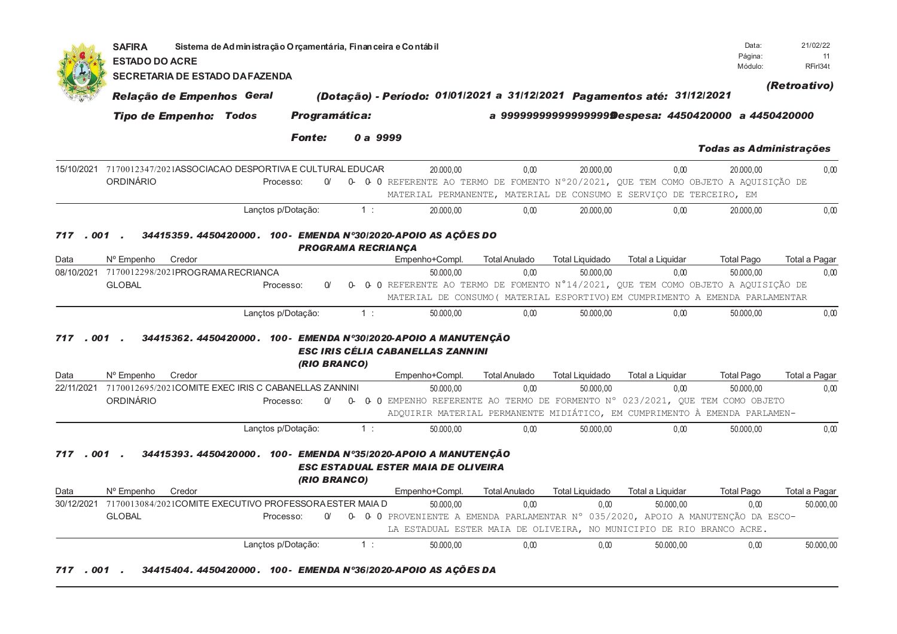**SAFIRA** Sistema de Administração Orçamentária, Financeira e Contábil
**ESTADO DO ACRE**
**SECRETARIA DE ESTADO DA FAZENDA**

Data: 21/02/22
Página: 11
Módulo: RFirl34t

***(Retroativo)***

***Relação de Empenhos Geral*** ***(Dotação) - Período: 01/01/2021 a 31/12/2021 Pagamentos até: 31/12/2021***

***Tipo de Empenho: Todos*** ***Programática:*** ***a 99999999999999999 Despesa: 4450420000 a 4450420000***

***Fonte: 0 a 9999***

***Todas as Administrações***

| Data | Nº Empenho | Credor | Empenho+Compl. | Total Anulado | Total Liquidado | Total a Liquidar | Total Pago | Total a Pagar |
|---|---|---|---|---|---|---|---|---|
| 15/10/2021 | 7170012347/2021 | ASSOCIACAO DESPORTIVA E CULTURAL EDUCAR | 20.000,00 | 0,00 | 20.000,00 | 0,00 | 20.000,00 | 0,00 |
| ORDINÁRIO | | Processo: 0/ 0- 0- 0 | REFERENTE AO TERMO DE FOMENTO N°20/2021, QUE TEM COMO OBJETO A AQUISIÇÃO DE MATERIAL PERMANENTE, MATERIAL DE CONSUMO E SERVIÇO DE TERCEIRO, EM | | | | | |
| | | Lançtos p/Dotação: 1 : | 20.000,00 | 0,00 | 20.000,00 | 0,00 | 20.000,00 | 0,00 |

***717 . 001 . 34415359. 4450420000. 100- EMENDA Nº30/2020-APOIO ÀS AÇÕES DO PROGRAMA RECRIANÇA***

| Data | Nº Empenho | Credor | Empenho+Compl. | Total Anulado | Total Liquidado | Total a Liquidar | Total Pago | Total a Pagar |
|---|---|---|---|---|---|---|---|---|
| 08/10/2021 | 7170012298/2021 | PROGRAMA RECRIANCA | 50.000,00 | 0,00 | 50.000,00 | 0,00 | 50.000,00 | 0,00 |
| GLOBAL | | Processo: 0/ 0- 0- 0 | REFERENTE AO TERMO DE FOMENTO N°14/2021, QUE TEM COMO OBJETO A AQUISIÇÃO DE MATERIAL DE CONSUMO( MATERIAL ESPORTIVO)EM CUMPRIMENTO A EMENDA PARLAMENTAR | | | | | |
| | | Lançtos p/Dotação: 1 : | 50.000,00 | 0,00 | 50.000,00 | 0,00 | 50.000,00 | 0,00 |

***717 . 001 . 34415362. 4450420000. 100- EMENDA Nº30/2020-APOIO A MANUTENÇÃO ESC IRIS CÉLIA CABANELLAS ZANNINI (RIO BRANCO)***

| Data | Nº Empenho | Credor | Empenho+Compl. | Total Anulado | Total Liquidado | Total a Liquidar | Total Pago | Total a Pagar |
|---|---|---|---|---|---|---|---|---|
| 22/11/2021 | 7170012695/2021 | COMITE EXEC IRIS C CABANELLAS ZANNINI | 50.000,00 | 0,00 | 50.000,00 | 0,00 | 50.000,00 | 0,00 |
| ORDINÁRIO | | Processo: 0/ 0- 0- 0 | EMPENHO REFERENTE AO TERMO DE FORMENTO N° 023/2021, QUE TEM COMO OBJETO ADQUIRIR MATERIAL PERMANENTE MIDIÁTICO, EM CUMPRIMENTO À EMENDA PARLAMEN- | | | | | |
| | | Lançtos p/Dotação: 1 : | 50.000,00 | 0,00 | 50.000,00 | 0,00 | 50.000,00 | 0,00 |

***717 . 001 . 34415393. 4450420000. 100- EMENDA Nº35/2020-APOIO A MANUTENÇÃO ESC ESTADUAL ESTER MAIA DE OLIVEIRA (RIO BRANCO)***

| Data | Nº Empenho | Credor | Empenho+Compl. | Total Anulado | Total Liquidado | Total a Liquidar | Total Pago | Total a Pagar |
|---|---|---|---|---|---|---|---|---|
| 30/12/2021 | 7170013084/2021 | COMITE EXECUTIVO PROFESSORA ESTER MAIA D | 50.000,00 | 0,00 | 0,00 | 50.000,00 | 0,00 | 50.000,00 |
| GLOBAL | | Processo: 0/ 0- 0- 0 | PROVENIENTE A EMENDA PARLAMENTAR N° 035/2020, APOIO A MANUTENÇÃO DA ESCO- LA ESTADUAL ESTER MAIA DE OLIVEIRA, NO MUNICIPIO DE RIO BRANCO ACRE. | | | | | |
| | | Lançtos p/Dotação: 1 : | 50.000,00 | 0,00 | 0,00 | 50.000,00 | 0,00 | 50.000,00 |

***717 . 001 . 34415404. 4450420000. 100- EMENDA Nº36/2020-APOIO ÀS AÇÕES DA***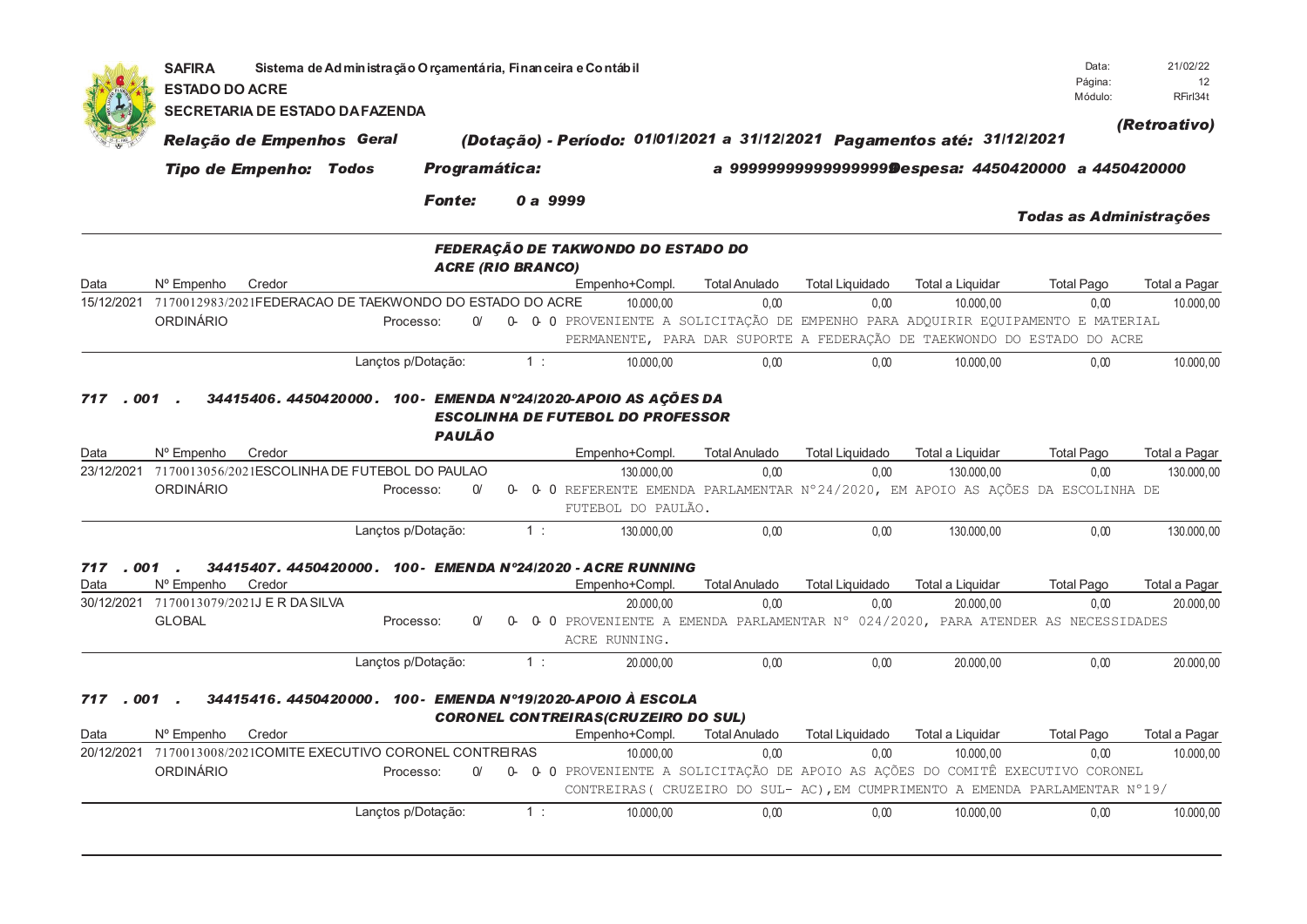**SAFIRA** Sistema de Administração Orçamentária, Financeira e Contábil
**ESTADO DO ACRE**
**SECRETARIA DE ESTADO DA FAZENDA**

Data: 21/02/22
Módulo: RFirl34t

*(Retroativo)*

***Relação de Empenhos Geral*** ***(Dotação) - Período: 01/01/2021 a 31/12/2021 Pagamentos até: 31/12/2021***

***Tipo de Empenho: Todos*** ***Programática:*** ***a 99999999999999999 Despesa: 4450420000 a 4450420000***

***Fonte: 0 a 9999***

***Todas as Administrações***

***FEDERAÇÃO DE TAKWONDO DO ESTADO DO ACRE (RIO BRANCO)***

| Data | Nº Empenho | Credor | Empenho+Compl. | Total Anulado | Total Liquidado | Total a Liquidar | Total Pago | Total a Pagar |
|---|---|---|---|---|---|---|---|---|
| 15/12/2021 | 7170012983/2021 | FEDERACAO DE TAEKWONDO DO ESTADO DO ACRE | 10.000,00 | 0,00 | 0,00 | 10.000,00 | 0,00 | 10.000,00 |
| ORDINÁRIO | | Processo: 0/ 0- 0- 0 PROVENIENTE A SOLICITAÇÃO DE EMPENHO PARA ADQUIRIR EQUIPAMENTO E MATERIAL PERMANENTE, PARA DAR SUPORTE A FEDERAÇÃO DE TAEKWONDO DO ESTADO DO ACRE | | | | | | |
| | | Lançtos p/Dotação: 1 : | 10.000,00 | 0,00 | 0,00 | 10.000,00 | 0,00 | 10.000,00 |

***717 . 001 . 34415406. 4450420000. 100- EMENDA Nº24/2020-APOIO AS AÇÕES DA ESCOLINHA DE FUTEBOL DO PROFESSOR PAULÃO***

| Data | Nº Empenho | Credor | Empenho+Compl. | Total Anulado | Total Liquidado | Total a Liquidar | Total Pago | Total a Pagar |
|---|---|---|---|---|---|---|---|---|
| 23/12/2021 | 7170013056/2021 | ESCOLINHA DE FUTEBOL DO PAULAO | 130.000,00 | 0,00 | 0,00 | 130.000,00 | 0,00 | 130.000,00 |
| ORDINÁRIO | | Processo: 0/ 0- 0- 0 REFERENTE EMENDA PARLAMENTAR N°24/2020, EM APOIO AS AÇÕES DA ESCOLINHA DE FUTEBOL DO PAULÃO. | | | | | | |
| | | Lançtos p/Dotação: 1 : | 130.000,00 | 0,00 | 0,00 | 130.000,00 | 0,00 | 130.000,00 |

***717 . 001 . 34415407. 4450420000. 100- EMENDA Nº24/2020 - ACRE RUNNING***

| Data | Nº Empenho | Credor | Empenho+Compl. | Total Anulado | Total Liquidado | Total a Liquidar | Total Pago | Total a Pagar |
|---|---|---|---|---|---|---|---|---|
| 30/12/2021 | 7170013079/2021 | J E R DA SILVA | 20.000,00 | 0,00 | 0,00 | 20.000,00 | 0,00 | 20.000,00 |
| GLOBAL | | Processo: 0/ 0- 0- 0 PROVENIENTE A EMENDA PARLAMENTAR N° 024/2020, PARA ATENDER AS NECESSIDADES ACRE RUNNING. | | | | | | |
| | | Lançtos p/Dotação: 1 : | 20.000,00 | 0,00 | 0,00 | 20.000,00 | 0,00 | 20.000,00 |

***717 . 001 . 34415416. 4450420000. 100- EMENDA Nº19/2020-APOIO À ESCOLA CORONEL CONTREIRAS(CRUZEIRO DO SUL)***

| Data | Nº Empenho | Credor | Empenho+Compl. | Total Anulado | Total Liquidado | Total a Liquidar | Total Pago | Total a Pagar |
|---|---|---|---|---|---|---|---|---|
| 20/12/2021 | 7170013008/2021 | COMITE EXECUTIVO CORONEL CONTREIRAS | 10.000,00 | 0,00 | 0,00 | 10.000,00 | 0,00 | 10.000,00 |
| ORDINÁRIO | | Processo: 0/ 0- 0- 0 PROVENIENTE A SOLICITAÇÃO DE APOIO AS AÇÕES DO COMITÊ EXECUTIVO CORONEL CONTREIRAS( CRUZEIRO DO SUL- AC),EM CUMPRIMENTO A EMENDA PARLAMENTAR N°19/ | | | | | | |
| | | Lançtos p/Dotação: 1 : | 10.000,00 | 0,00 | 0,00 | 10.000,00 | 0,00 | 10.000,00 |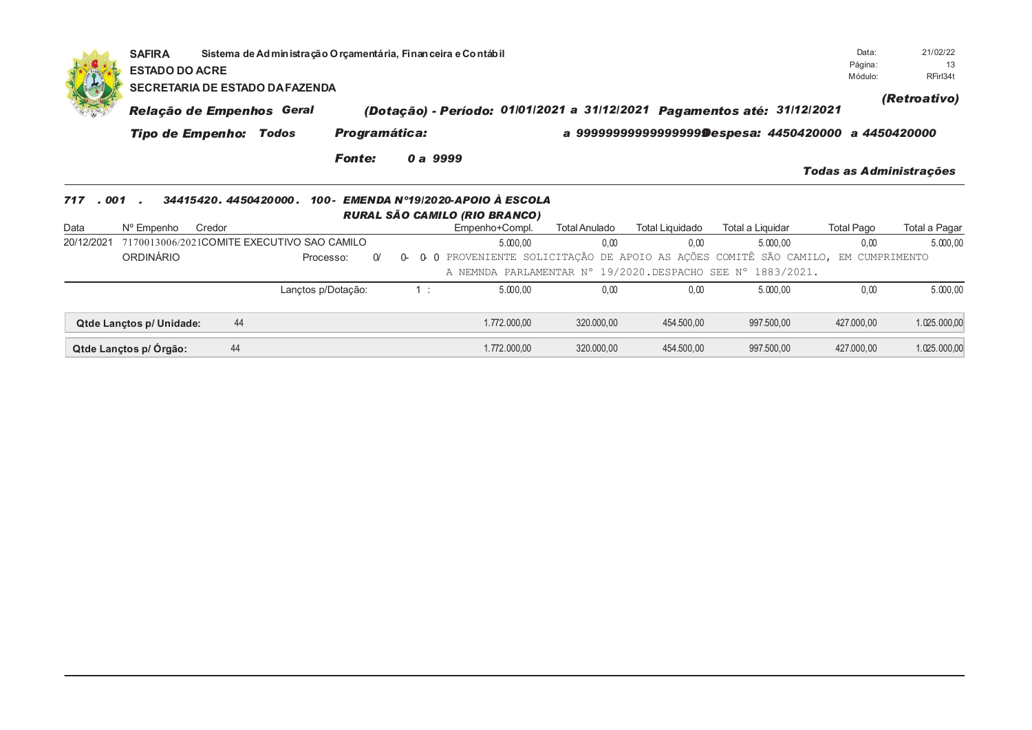**SAFIRA** Sistema de Administração Orçamentária, Financeira e Contábil
**ESTADO DO ACRE**
**SECRETARIA DE ESTADO DA FAZENDA**

Data: 21/02/22
Módulo: RFirl34t

*(Retroativo)*

***Relação de Empenhos Geral*** ***(Dotação) - Período: 01/01/2021 a 31/12/2021 Pagamentos até: 31/12/2021***

***Tipo de Empenho: Todos*** ***Programática:*** ***a 9999999999999999 Despesa: 4450420000 a 4450420000***

***Fonte: 0 a 9999***

***Todas as Administrações***

***717 . 001 . 34415420. 4450420000. 100- EMENDA Nº19/2020-APOIO À ESCOLA RURAL SÃO CAMILO (RIO BRANCO)***

| Data | Nº Empenho | Credor | Empenho+Compl. | Total Anulado | Total Liquidado | Total a Liquidar | Total Pago | Total a Pagar |
|---|---|---|---|---|---|---|---|---|
| 20/12/2021 | 7170013006/2021 | COMITE EXECUTIVO SAO CAMILO | 5.000,00 | 0,00 | 0,00 | 5.000,00 | 0,00 | 5.000,00 |
| | ORDINÁRIO | Processo: 0/ 0- 0- 0 | PROVENIENTE SOLICITAÇÃO DE APOIO AS AÇÕES COMITÊ SÃO CAMILO, EM CUMPRIMENTO A NEMNDA PARLAMENTAR Nº 19/2020.DESPACHO SEE Nº 1883/2021. | | | | | |
| | | Lançtos p/Dotação: 1 : | 5.000,00 | 0,00 | 0,00 | 5.000,00 | 0,00 | 5.000,00 |
| **Qtde Lançtos p/ Unidade:** | 44 | | 1.772.000,00 | 320.000,00 | 454.500,00 | 997.500,00 | 427.000,00 | 1.025.000,00 |
| **Qtde Lançtos p/ Órgão:** | 44 | | 1.772.000,00 | 320.000,00 | 454.500,00 | 997.500,00 | 427.000,00 | 1.025.000,00 |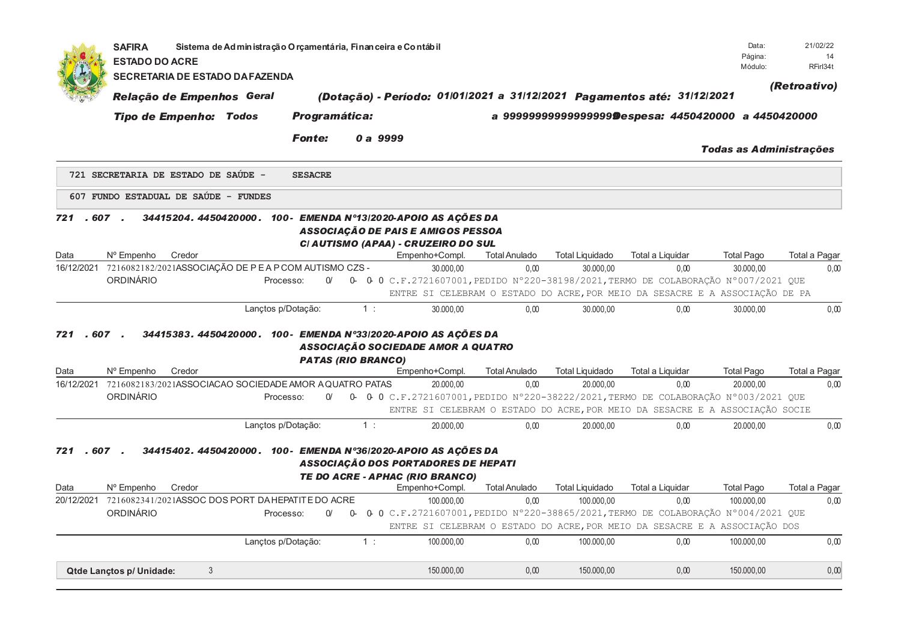**SAFIRA** Sistema de Administração Orçamentária, Financeira e Contábil
**ESTADO DO ACRE**
**SECRETARIA DE ESTADO DA FAZENDA**

Data: 21/02/22
Módulo: RFirl34t

***(Retroativo)***

***Relação de Empenhos Geral*** ***(Dotação) - Período: 01/01/2021 a 31/12/2021 Pagamentos até: 31/12/2021***

***Tipo de Empenho: Todos*** ***Programática:*** ***a 9999999999999999 Despesa: 4450420000 a 4450420000***

***Fonte: 0 a 9999***

***Todas as Administrações***

**721 SECRETARIA DE ESTADO DE SAÚDE - SESACRE**

**607 FUNDO ESTADUAL DE SAÚDE - FUNDES**

***721 . 607 . 34415204. 4450420000. 100- EMENDA Nº13/2020-APOIO AS AÇÕES DA ASSOCIAÇÃO DE PAIS E AMIGOS PESSOA C/ AUTISMO (APAA) - CRUZEIRO DO SUL***

| Data | Nº Empenho | Credor | Empenho+Compl. | Total Anulado | Total Liquidado | Total a Liquidar | Total Pago | Total a Pagar |
|---|---|---|---|---|---|---|---|---|
| 16/12/2021 | 7216082182/2021 | ASSOCIAÇÃO DE P E A P COM AUTISMO CZS - | 30.000,00 | 0,00 | 30.000,00 | 0,00 | 30.000,00 | 0,00 |
| ORDINÁRIO | | Processo: 0/ 0- 0- 0 C.F.2721607001,PEDIDO N°220-38198/2021,TERMO DE COLABORAÇÃO N°007/2021 QUE ENTRE SI CELEBRAM O ESTADO DO ACRE,POR MEIO DA SESACRE E A ASSOCIAÇÃO DE PA | | | | | | |
| | | Lançtos p/Dotação: 1 : | 30.000,00 | 0,00 | 30.000,00 | 0,00 | 30.000,00 | 0,00 |

***721 . 607 . 34415383. 4450420000. 100- EMENDA Nº33/2020-APOIO AS AÇÕES DA ASSOCIAÇÃO SOCIEDADE AMOR A QUATRO PATAS (RIO BRANCO)***

| Data | Nº Empenho | Credor | Empenho+Compl. | Total Anulado | Total Liquidado | Total a Liquidar | Total Pago | Total a Pagar |
|---|---|---|---|---|---|---|---|---|
| 16/12/2021 | 7216082183/2021 | ASSOCIACAO SOCIEDADE AMOR A QUATRO PATAS | 20.000,00 | 0,00 | 20.000,00 | 0,00 | 20.000,00 | 0,00 |
| ORDINÁRIO | | Processo: 0/ 0- 0- 0 C.F.2721607001,PEDIDO N°220-38222/2021,TERMO DE COLABORAÇÃO N°003/2021 QUE ENTRE SI CELEBRAM O ESTADO DO ACRE,POR MEIO DA SESACRE E A ASSOCIAÇÃO SOCIE | | | | | | |
| | | Lançtos p/Dotação: 1 : | 20.000,00 | 0,00 | 20.000,00 | 0,00 | 20.000,00 | 0,00 |

***721 . 607 . 34415402. 4450420000. 100- EMENDA Nº36/2020-APOIO AS AÇÕES DA ASSOCIAÇÃO DOS PORTADORES DE HEPATI TE DO ACRE - APHAC (RIO BRANCO)***

| Data | Nº Empenho | Credor | Empenho+Compl. | Total Anulado | Total Liquidado | Total a Liquidar | Total Pago | Total a Pagar |
|---|---|---|---|---|---|---|---|---|
| 20/12/2021 | 7216082341/2021 | ASSOC DOS PORT DA HEPATITE DO ACRE | 100.000,00 | 0,00 | 100.000,00 | 0,00 | 100.000,00 | 0,00 |
| ORDINÁRIO | | Processo: 0/ 0- 0- 0 C.F.2721607001,PEDIDO N°220-38865/2021,TERMO DE COLABORAÇÃO N°004/2021 QUE ENTRE SI CELEBRAM O ESTADO DO ACRE,POR MEIO DA SESACRE E A ASSOCIAÇÃO DOS | | | | | | |
| | | Lançtos p/Dotação: 1 : | 100.000,00 | 0,00 | 100.000,00 | 0,00 | 100.000,00 | 0,00 |

| **Qtde Lançtos p/ Unidade:** | 3 | 150.000,00 | 0,00 | 150.000,00 | 0,00 | 150.000,00 | 0,00 |
|---|---|---|---|---|---|---|---|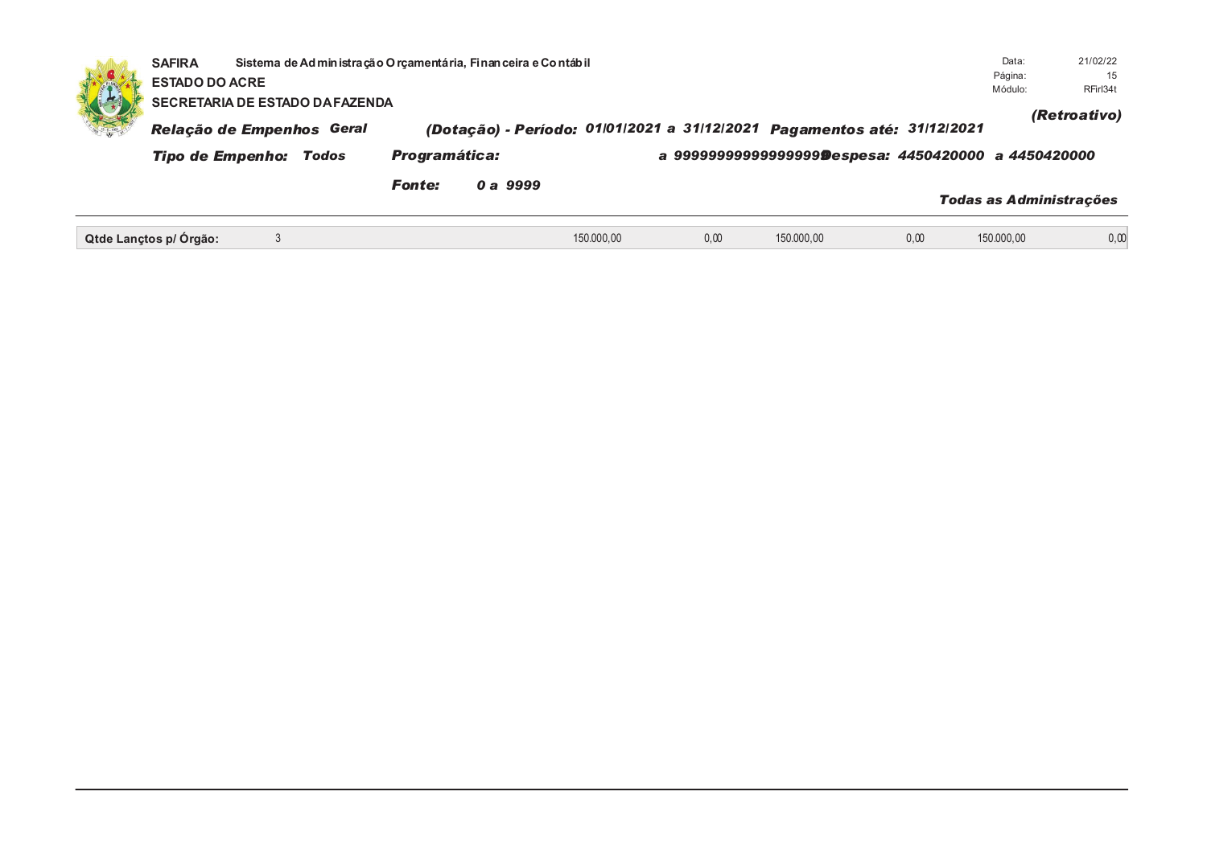**SAFIRA** **Sistema de Administração Orçamentária, Financeira e Contábil**

**ESTADO DO ACRE**

**SECRETARIA DE ESTADO DA FAZENDA**

Data: 21/02/22
Módulo: RFirl34t

***(Retroativo)***

***Relação de Empenhos Geral*** ***(Dotação) - Período: 01/01/2021 a 31/12/2021 Pagamentos até: 31/12/2021***

***Tipo de Empenho: Todos*** ***Programática: a 99999999999999999 Despesa: 4450420000 a 4450420000***

***Fonte: 0 a 9999***

***Todas as Administrações***

| Qtde Lançtos p/ Órgão: | 3 | 150.000,00 | 0,00 | 150.000,00 | 0,00 | 150.000,00 | 0,00 |
|---|---|---|---|---|---|---|---|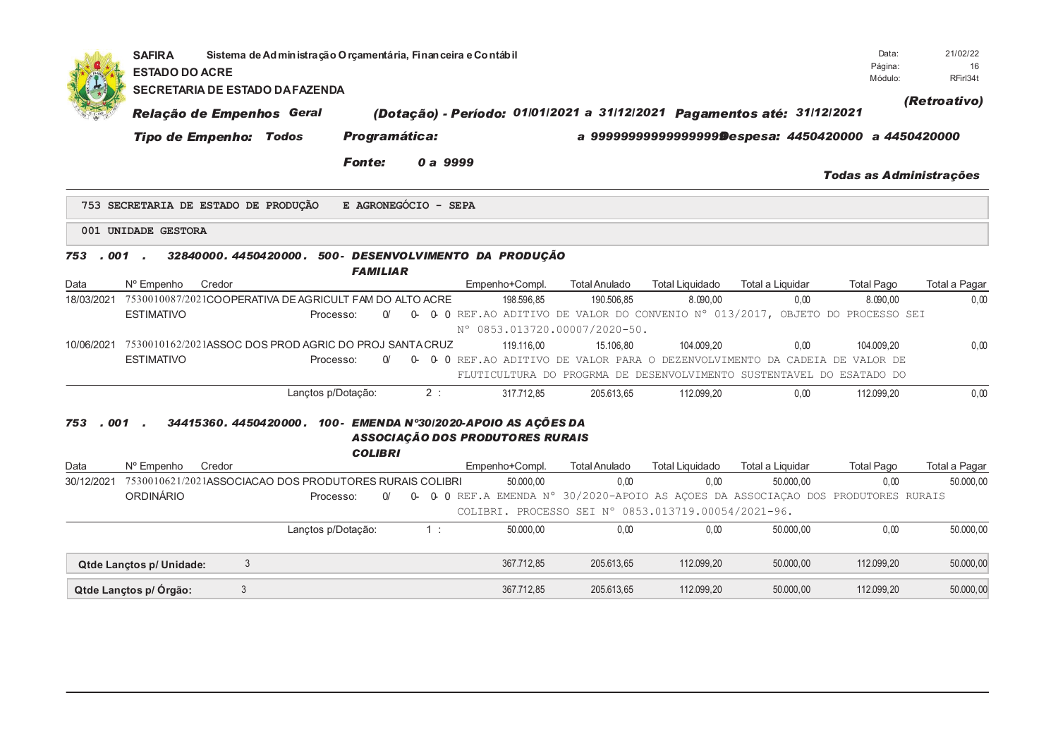**SAFIRA** Sistema de Administração Orçamentária, Financeira e Contábil
**ESTADO DO ACRE**
**SECRETARIA DE ESTADO DA FAZENDA**

Data: 21/02/22
Página: 16
Módulo: RFirl34t

***(Retroativo)***

***Relação de Empenhos Geral*** ***(Dotação) - Período: 01/01/2021 a 31/12/2021 Pagamentos até: 31/12/2021***

***Tipo de Empenho: Todos*** ***Programática:*** ***a 9999999999999999 Despesa: 4450420000 a 4450420000***

***Fonte: 0 a 9999***

***Todas as Administrações***

**753 SECRETARIA DE ESTADO DE PRODUÇÃO E AGRONEGÓCIO - SEPA**

**001 UNIDADE GESTORA**

***753 . 001 . 32840000. 4450420000. 500- DESENVOLVIMENTO DA PRODUÇÃO FAMILIAR***

| Data | Nº Empenho | Credor | Empenho+Compl. | Total Anulado | Total Liquidado | Total a Liquidar | Total Pago | Total a Pagar |
|---|---|---|---|---|---|---|---|---|
| 18/03/2021 | 7530010087/2021 | COOPERATIVA DE AGRICULT FAM DO ALTO ACRE | 198.596,85 | 190.506,85 | 8.090,00 | 0,00 | 8.090,00 | 0,00 |
| | ESTIMATIVO | Processo: 0/ 0- 0- 0 REF.AO ADITIVO DE VALOR DO CONVENIO Nº 013/2017, OBJETO DO PROCESSO SEI Nº 0853.013720.00007/2020-50. | | | | | | |
| 10/06/2021 | 7530010162/2021 | ASSOC DOS PROD AGRIC DO PROJ SANTA CRUZ | 119.116,00 | 15.106,80 | 104.009,20 | 0,00 | 104.009,20 | 0,00 |
| | ESTIMATIVO | Processo: 0/ 0- 0- 0 REF.AO ADITIVO DE VALOR PARA O DEZENVOLVIMENTO DA CADEIA DE VALOR DE FLUTICULTURA DO PROGRMA DE DESENVOLVIMENTO SUSTENTAVEL DO ESATADO DO | | | | | | |
| | | Lançtos p/Dotação: 2 : | 317.712,85 | 205.613,65 | 112.099,20 | 0,00 | 112.099,20 | 0,00 |

***753 . 001 . 34415360. 4450420000. 100- EMENDA Nº30/2020-APOIO AS AÇÕES DA ASSOCIAÇÃO DOS PRODUTORES RURAIS COLIBRI***

| Data | Nº Empenho | Credor | Empenho+Compl. | Total Anulado | Total Liquidado | Total a Liquidar | Total Pago | Total a Pagar |
|---|---|---|---|---|---|---|---|---|
| 30/12/2021 | 7530010621/2021 | ASSOCIACAO DOS PRODUTORES RURAIS COLIBRI | 50.000,00 | 0,00 | 0,00 | 50.000,00 | 0,00 | 50.000,00 |
| | ORDINÁRIO | Processo: 0/ 0- 0- 0 REF.A EMENDA Nº 30/2020-APOIO AS AÇOES DA ASSOCIAÇAO DOS PRODUTORES RURAIS COLIBRI. PROCESSO SEI Nº 0853.013719.00054/2021-96. | | | | | | |
| | | Lançtos p/Dotação: 1 : | 50.000,00 | 0,00 | 0,00 | 50.000,00 | 0,00 | 50.000,00 |

| | Qtde | Empenho+Compl. | Total Anulado | Total Liquidado | Total a Liquidar | Total Pago | Total a Pagar |
|---|---|---|---|---|---|---|---|
| **Qtde Lançtos p/ Unidade:** | 3 | 367.712,85 | 205.613,65 | 112.099,20 | 50.000,00 | 112.099,20 | 50.000,00 |
| **Qtde Lançtos p/ Órgão:** | 3 | 367.712,85 | 205.613,65 | 112.099,20 | 50.000,00 | 112.099,20 | 50.000,00 |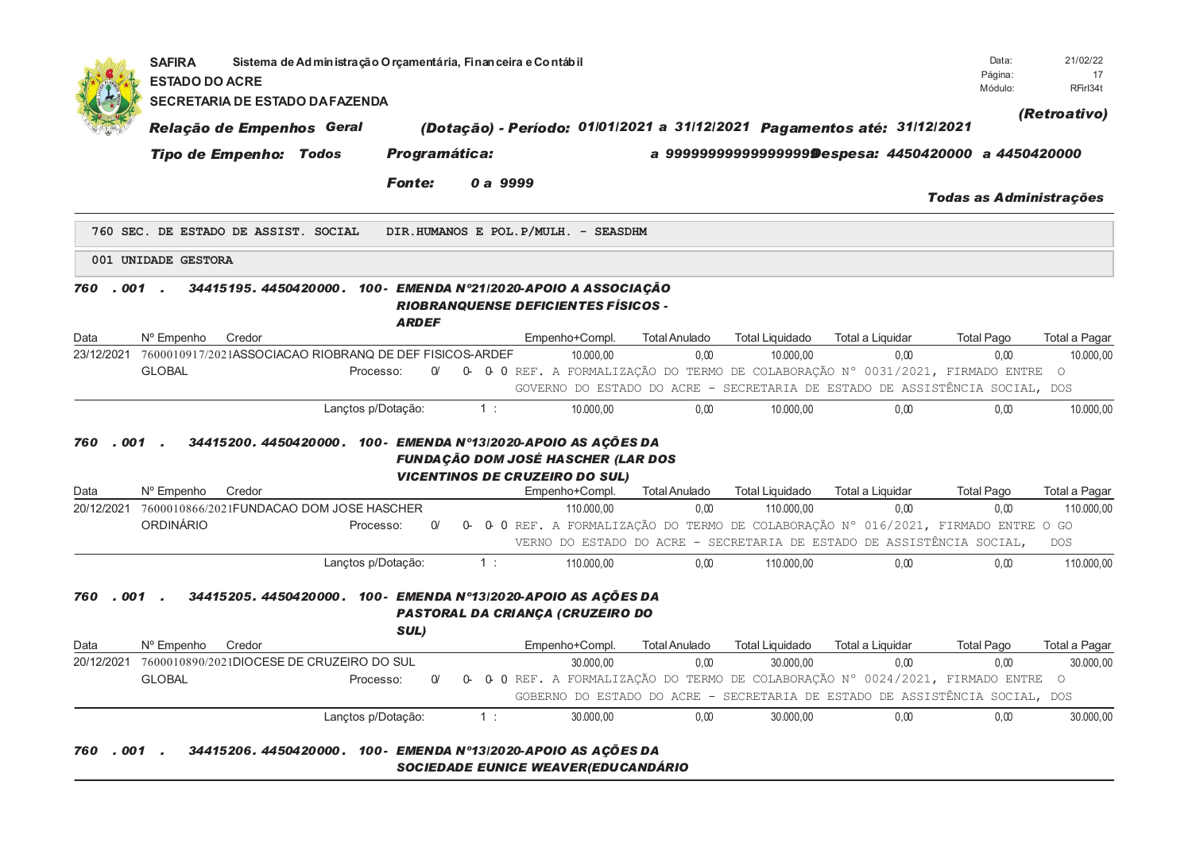**SAFIRA** Sistema de Administração Orçamentária, Financeira e Contábil
**ESTADO DO ACRE**
**SECRETARIA DE ESTADO DA FAZENDA**

Data: 21/02/22
Página: 17
Módulo: RFirl34t

***(Retroativo)***

***Relação de Empenhos Geral*** ***(Dotação) - Período: 01/01/2021 a 31/12/2021 Pagamentos até: 31/12/2021***

***Tipo de Empenho: Todos*** ***Programática:*** ***a 99999999999999999 Despesa: 4450420000 a 4450420000***

***Fonte: 0 a 9999***

***Todas as Administrações***

760 SEC. DE ESTADO DE ASSIST. SOCIAL DIR.HUMANOS E POL.P/MULH. - SEASDHM

001 UNIDADE GESTORA

***760 . 001 . 34415195. 4450420000. 100- EMENDA Nº21/2020-APOIO A ASSOCIAÇÃO RIOBRANQUENSE DEFICIENTES FÍSICOS - ARDEF***

| Data | Nº Empenho | Credor | Empenho+Compl. | Total Anulado | Total Liquidado | Total a Liquidar | Total Pago | Total a Pagar |
|---|---|---|---|---|---|---|---|---|
| 23/12/2021 | 7600010917/2021 | ASSOCIACAO RIOBRANQ DE DEF FISICOS-ARDEF | 10.000,00 | 0,00 | 10.000,00 | 0,00 | 0,00 | 10.000,00 |
| | GLOBAL | Processo: 0/ 0- 0- 0 | REF. A FORMALIZAÇÃO DO TERMO DE COLABORAÇÃO Nº 0031/2021, FIRMADO ENTRE O GOVERNO DO ESTADO DO ACRE - SECRETARIA DE ESTADO DE ASSISTÊNCIA SOCIAL, DOS | | | | | |
| | | Lançtos p/Dotação: 1 : | 10.000,00 | 0,00 | 10.000,00 | 0,00 | 0,00 | 10.000,00 |

***760 . 001 . 34415200. 4450420000. 100- EMENDA Nº13/2020-APOIO AS AÇÕES DA FUNDAÇÃO DOM JOSÉ HASCHER (LAR DOS VICENTINOS DE CRUZEIRO DO SUL)***

| Data | Nº Empenho | Credor | Empenho+Compl. | Total Anulado | Total Liquidado | Total a Liquidar | Total Pago | Total a Pagar |
|---|---|---|---|---|---|---|---|---|
| 20/12/2021 | 7600010866/2021 | FUNDACAO DOM JOSE HASCHER | 110.000,00 | 0,00 | 110.000,00 | 0,00 | 0,00 | 110.000,00 |
| | ORDINÁRIO | Processo: 0/ 0- 0- 0 | REF. A FORMALIZAÇÃO DO TERMO DE COLABORAÇÃO Nº 016/2021, FIRMADO ENTRE O GOVERNO DO ESTADO DO ACRE - SECRETARIA DE ESTADO DE ASSISTÊNCIA SOCIAL, DOS | | | | | |
| | | Lançtos p/Dotação: 1 : | 110.000,00 | 0,00 | 110.000,00 | 0,00 | 0,00 | 110.000,00 |

***760 . 001 . 34415205. 4450420000. 100- EMENDA Nº13/2020-APOIO AS AÇÕES DA PASTORAL DA CRIANÇA (CRUZEIRO DO SUL)***

| Data | Nº Empenho | Credor | Empenho+Compl. | Total Anulado | Total Liquidado | Total a Liquidar | Total Pago | Total a Pagar |
|---|---|---|---|---|---|---|---|---|
| 20/12/2021 | 7600010890/2021 | DIOCESE DE CRUZEIRO DO SUL | 30.000,00 | 0,00 | 30.000,00 | 0,00 | 0,00 | 30.000,00 |
| | GLOBAL | Processo: 0/ 0- 0- 0 | REF. A FORMALIZAÇÃO DO TERMO DE COLABORAÇÃO Nº 0024/2021, FIRMADO ENTRE O GOBERNO DO ESTADO DO ACRE - SECRETARIA DE ESTADO DE ASSISTÊNCIA SOCIAL, DOS | | | | | |
| | | Lançtos p/Dotação: 1 : | 30.000,00 | 0,00 | 30.000,00 | 0,00 | 0,00 | 30.000,00 |

***760 . 001 . 34415206. 4450420000. 100- EMENDA Nº13/2020-APOIO AS AÇÕES DA SOCIEDADE EUNICE WEAVER(EDUCANDÁRIO***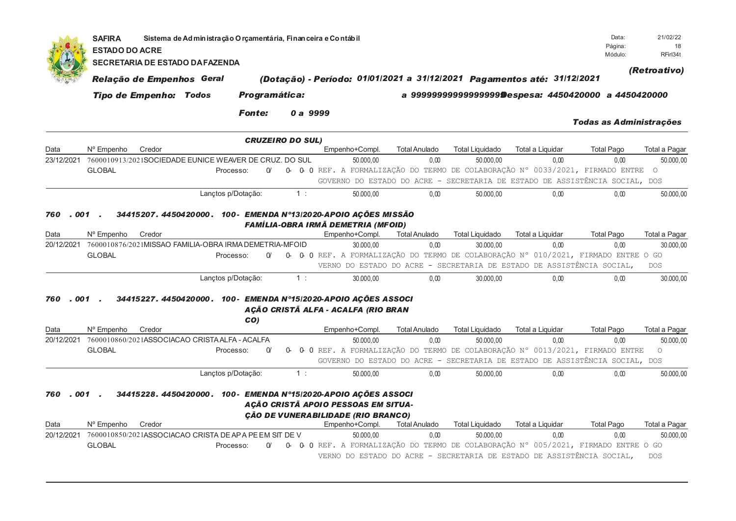**SAFIRA** Sistema de Administração Orçamentária, Financeira e Contábil
**ESTADO DO ACRE**
**SECRETARIA DE ESTADO DA FAZENDA**

Data: 21/02/22
Página: 18
Módulo: RFirl34t

***Relação de Empenhos Geral*** ***(Dotação) - Período: 01/01/2021 a 31/12/2021 Pagamentos até: 31/12/2021*** ***(Retroativo)***

***Tipo de Empenho: Todos*** ***Programática: a 9999999999999999 Despesa: 4450420000 a 4450420000***

***Fonte: 0 a 9999***

***Todas as Administrações***

***CRUZEIRO DO SUL)***

| Data | Nº Empenho | Credor | Empenho+Compl. | Total Anulado | Total Liquidado | Total a Liquidar | Total Pago | Total a Pagar |
|---|---|---|---|---|---|---|---|---|
| 23/12/2021 | 7600010913/2021 | SOCIEDADE EUNICE WEAVER DE CRUZ. DO SUL | 50.000,00 | 0,00 | 50.000,00 | 0,00 | 0,00 | 50.000,00 |
| | GLOBAL | Processo: 0/ 0- 0- 0 | REF. A FORMALIZAÇÃO DO TERMO DE COLABORAÇÃO Nº 0033/2021, FIRMADO ENTRE O GOVERNO DO ESTADO DO ACRE - SECRETARIA DE ESTADO DE ASSISTÊNCIA SOCIAL, DOS | | | | | |
| | | Lançtos p/Dotação: 1 : | 50.000,00 | 0,00 | 50.000,00 | 0,00 | 0,00 | 50.000,00 |

***760 . 001 . 34415207. 4450420000. 100- EMENDA Nº13/2020-APOIO AÇÕES MISSÃO FAMÍLIA-OBRA IRMÃ DEMETRIA (MFOID)***

| Data | Nº Empenho | Credor | Empenho+Compl. | Total Anulado | Total Liquidado | Total a Liquidar | Total Pago | Total a Pagar |
|---|---|---|---|---|---|---|---|---|
| 20/12/2021 | 7600010876/2021 | MISSAO FAMILIA-OBRA IRMA DEMETRIA-MFOID | 30.000,00 | 0,00 | 30.000,00 | 0,00 | 0,00 | 30.000,00 |
| | GLOBAL | Processo: 0/ 0- 0- 0 | REF. A FORMALIZAÇÃO DO TERMO DE COLABORAÇÃO Nº 010/2021, FIRMADO ENTRE O GOVERNO DO ESTADO DO ACRE - SECRETARIA DE ESTADO DE ASSISTÊNCIA SOCIAL, DOS | | | | | |
| | | Lançtos p/Dotação: 1 : | 30.000,00 | 0,00 | 30.000,00 | 0,00 | 0,00 | 30.000,00 |

***760 . 001 . 34415227. 4450420000. 100- EMENDA Nº15/2020-APOIO AÇÕES ASSOCIAÇÃO CRISTÃ ALFA - ACALFA (RIO BRANCO)***

| Data | Nº Empenho | Credor | Empenho+Compl. | Total Anulado | Total Liquidado | Total a Liquidar | Total Pago | Total a Pagar |
|---|---|---|---|---|---|---|---|---|
| 20/12/2021 | 7600010860/2021 | ASSOCIACAO CRISTA ALFA - ACALFA | 50.000,00 | 0,00 | 50.000,00 | 0,00 | 0,00 | 50.000,00 |
| | GLOBAL | Processo: 0/ 0- 0- 0 | REF. A FORMALIZAÇÃO DO TERMO DE COLABORAÇÃO Nº 0013/2021, FIRMADO ENTRE O GOVERNO DO ESTADO DO ACRE - SECRETARIA DE ESTADO DE ASSISTÊNCIA SOCIAL, DOS | | | | | |
| | | Lançtos p/Dotação: 1 : | 50.000,00 | 0,00 | 50.000,00 | 0,00 | 0,00 | 50.000,00 |

***760 . 001 . 34415228. 4450420000. 100- EMENDA Nº15/2020-APOIO AÇÕES ASSOCIAÇÃO CRISTÃ APOIO PESSOAS EM SITUAÇÃO DE VUNERABILIDADE (RIO BRANCO)***

| Data | Nº Empenho | Credor | Empenho+Compl. | Total Anulado | Total Liquidado | Total a Liquidar | Total Pago | Total a Pagar |
|---|---|---|---|---|---|---|---|---|
| 20/12/2021 | 7600010850/2021 | ASSOCIACAO CRISTA DE APA PE EM SIT DE V | 50.000,00 | 0,00 | 50.000,00 | 0,00 | 0,00 | 50.000,00 |
| | GLOBAL | Processo: 0/ 0- 0- 0 | REF. A FORMALIZAÇÃO DO TERMO DE COLABORAÇÃO Nº 005/2021, FIRMADO ENTRE O GOVERNO DO ESTADO DO ACRE - SECRETARIA DE ESTADO DE ASSISTÊNCIA SOCIAL, DOS | | | | | |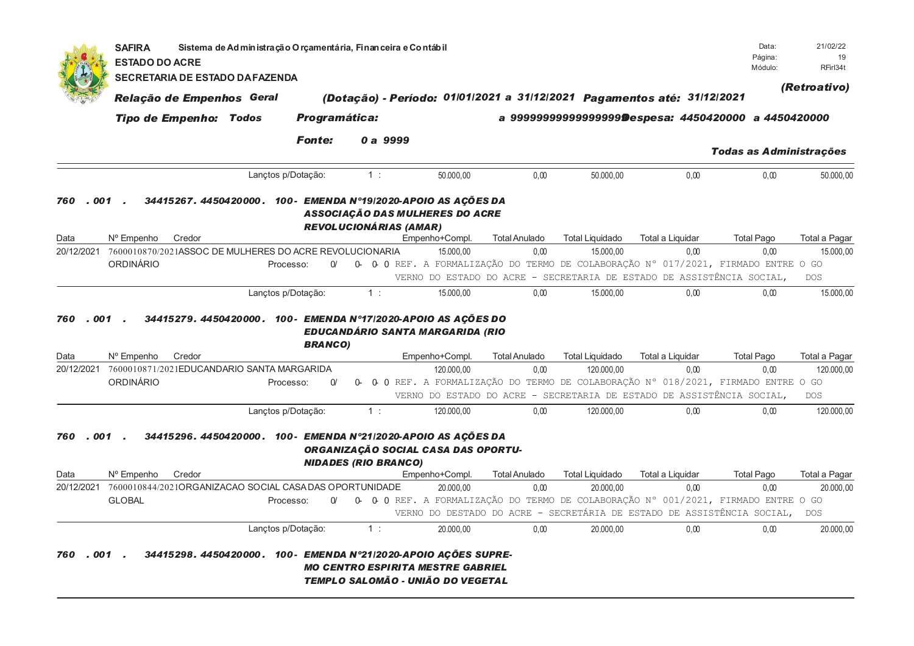SAFIRA Sistema de Administração Orçamentária, Financeira e Contábil
ESTADO DO ACRE
SECRETARIA DE ESTADO DA FAZENDA

Data: 21/02/22
Página: 19
Módulo: RFirl34t

*(Retroativo)*

***Relação de Empenhos Geral*** ***(Dotação) - Período: 01/01/2021 a 31/12/2021 Pagamentos até: 31/12/2021***

***Tipo de Empenho: Todos*** ***Programática:*** ***a 99999999999999999 Despesa: 4450420000 a 4450420000***

***Fonte:*** ***0 a 9999***

***Todas as Administrações***

| | | | | | | | |
|---|---|---|---|---|---|---|---|
| Lançtos p/Dotação: 1 : | 50.000,00 | 0,00 | 50.000,00 | 0,00 | 0,00 | 50.000,00 |

***760 . 001 . 34415267. 4450420000. 100- EMENDA Nº19/2020-APOIO AS AÇÕES DA ASSOCIAÇÃO DAS MULHERES DO ACRE REVOLUCIONÁRIAS (AMAR)***

| Data | Nº Empenho | Credor | Empenho+Compl. | Total Anulado | Total Liquidado | Total a Liquidar | Total Pago | Total a Pagar |
|---|---|---|---|---|---|---|---|---|
| 20/12/2021 | 7600010870/2021 | ASSOC DE MULHERES DO ACRE REVOLUCIONARIA | 15.000,00 | 0,00 | 15.000,00 | 0,00 | 0,00 | 15.000,00 |
| | ORDINÁRIO | Processo: 0/ 0- 0- 0 | REF. A FORMALIZAÇÃO DO TERMO DE COLABORAÇÃO Nº 017/2021, FIRMADO ENTRE O GOVERNO DO ESTADO DO ACRE - SECRETARIA DE ESTADO DE ASSISTÊNCIA SOCIAL, DOS | | | | | |
| | | Lançtos p/Dotação: 1 : | 15.000,00 | 0,00 | 15.000,00 | 0,00 | 0,00 | 15.000,00 |

***760 . 001 . 34415279. 4450420000. 100- EMENDA Nº17/2020-APOIO AS AÇÕES DO EDUCANDÁRIO SANTA MARGARIDA (RIO BRANCO)***

| Data | Nº Empenho | Credor | Empenho+Compl. | Total Anulado | Total Liquidado | Total a Liquidar | Total Pago | Total a Pagar |
|---|---|---|---|---|---|---|---|---|
| 20/12/2021 | 7600010871/2021 | EDUCANDARIO SANTA MARGARIDA | 120.000,00 | 0,00 | 120.000,00 | 0,00 | 0,00 | 120.000,00 |
| | ORDINÁRIO | Processo: 0/ 0- 0- 0 | REF. A FORMALIZAÇÃO DO TERMO DE COLABORAÇÃO Nº 018/2021, FIRMADO ENTRE O GOVERNO DO ESTADO DO ACRE - SECRETARIA DE ESTADO DE ASSISTÊNCIA SOCIAL, DOS | | | | | |
| | | Lançtos p/Dotação: 1 : | 120.000,00 | 0,00 | 120.000,00 | 0,00 | 0,00 | 120.000,00 |

***760 . 001 . 34415296. 4450420000. 100- EMENDA Nº21/2020-APOIO AS AÇÕES DA ORGANIZAÇÃO SOCIAL CASA DAS OPORTUNIDADES (RIO BRANCO)***

| Data | Nº Empenho | Credor | Empenho+Compl. | Total Anulado | Total Liquidado | Total a Liquidar | Total Pago | Total a Pagar |
|---|---|---|---|---|---|---|---|---|
| 20/12/2021 | 7600010844/2021 | ORGANIZACAO SOCIAL CASA DAS OPORTUNIDADE | 20.000,00 | 0,00 | 20.000,00 | 0,00 | 0,00 | 20.000,00 |
| | GLOBAL | Processo: 0/ 0- 0- 0 | REF. A FORMALIZAÇÃO DO TERMO DE COLABORAÇÃO Nº 001/2021, FIRMADO ENTRE O GOVERNO DO DESTADO DO ACRE - SECRETÁRIA DE ESTADO DE ASSISTÊNCIA SOCIAL, DOS | | | | | |
| | | Lançtos p/Dotação: 1 : | 20.000,00 | 0,00 | 20.000,00 | 0,00 | 0,00 | 20.000,00 |

***760 . 001 . 34415298. 4450420000. 100- EMENDA Nº21/2020-APOIO AÇÕES SUPREMO CENTRO ESPIRITA MESTRE GABRIEL TEMPLO SALOMÃO - UNIÃO DO VEGETAL***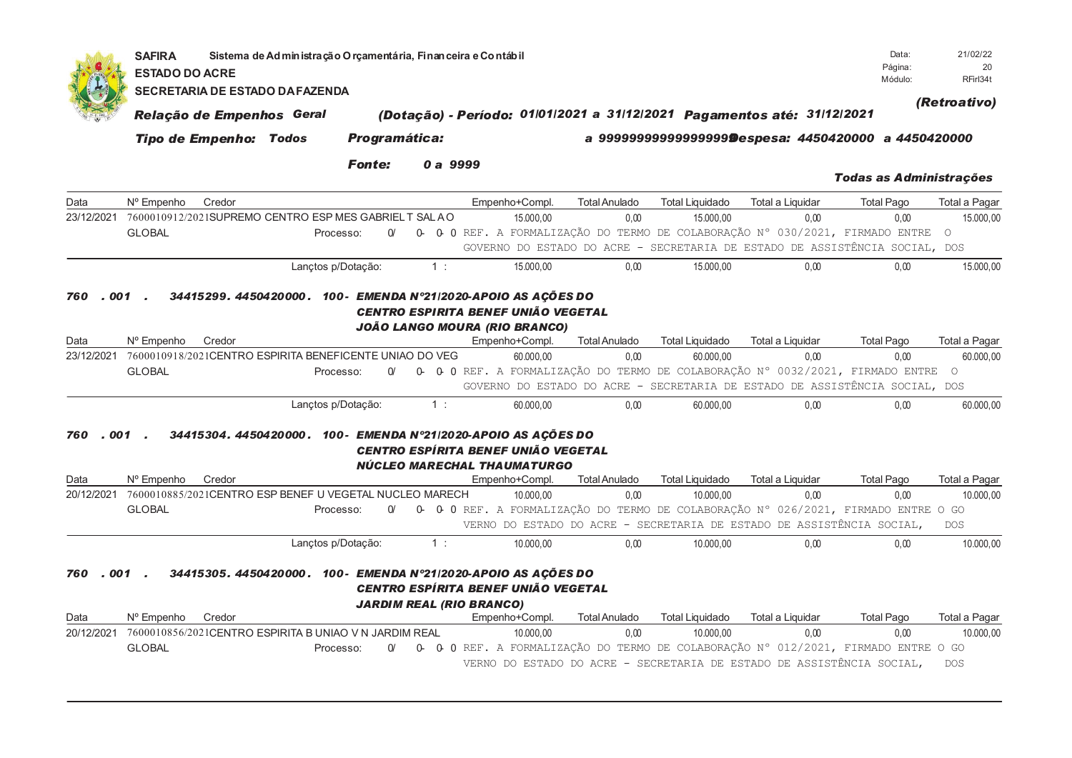**SAFIRA** Sistema de Administração Orçamentária, Financeira e Contábil
**ESTADO DO ACRE**
**SECRETARIA DE ESTADO DA FAZENDA**

Data: 21/02/22
Módulo: RFirl34t

***(Retroativo)***

***Relação de Empenhos Geral*** ***(Dotação) - Período: 01/01/2021 a 31/12/2021 Pagamentos até: 31/12/2021***

***Tipo de Empenho: Todos*** ***Programática:*** ***a 9999999999999999 Despesa: 4450420000 a 4450420000***

***Fonte: 0 a 9999***

***Todas as Administrações***

| Data | Nº Empenho | Credor | Empenho+Compl. | Total Anulado | Total Liquidado | Total a Liquidar | Total Pago | Total a Pagar |
|---|---|---|---|---|---|---|---|---|
| 23/12/2021 | 7600010912/2021 | SUPREMO CENTRO ESP MES GABRIEL T SAL A O | 15.000,00 | 0,00 | 15.000,00 | 0,00 | 0,00 | 15.000,00 |
| | GLOBAL | Processo: 0/ 0- 0- 0 REF. A FORMALIZAÇÃO DO TERMO DE COLABORAÇÃO N° 030/2021, FIRMADO ENTRE O GOVERNO DO ESTADO DO ACRE - SECRETARIA DE ESTADO DE ASSISTÊNCIA SOCIAL, DOS | | | | | | |
| | | Lançtos p/Dotação: 1 : | 15.000,00 | 0,00 | 15.000,00 | 0,00 | 0,00 | 15.000,00 |

***760 . 001 . 34415299. 4450420000. 100- EMENDA Nº21/2020-APOIO AS AÇÕES DO CENTRO ESPIRITA BENEF UNIÃO VEGETAL JOÃO LANGO MOURA (RIO BRANCO)***

| Data | Nº Empenho | Credor | Empenho+Compl. | Total Anulado | Total Liquidado | Total a Liquidar | Total Pago | Total a Pagar |
|---|---|---|---|---|---|---|---|---|
| 23/12/2021 | 7600010918/2021 | CENTRO ESPIRITA BENEFICENTE UNIAO DO VEG | 60.000,00 | 0,00 | 60.000,00 | 0,00 | 0,00 | 60.000,00 |
| | GLOBAL | Processo: 0/ 0- 0- 0 REF. A FORMALIZAÇÃO DO TERMO DE COLABORAÇÃO N° 0032/2021, FIRMADO ENTRE O GOVERNO DO ESTADO DO ACRE - SECRETARIA DE ESTADO DE ASSISTÊNCIA SOCIAL, DOS | | | | | | |
| | | Lançtos p/Dotação: 1 : | 60.000,00 | 0,00 | 60.000,00 | 0,00 | 0,00 | 60.000,00 |

***760 . 001 . 34415304. 4450420000. 100- EMENDA Nº21/2020-APOIO AS AÇÕES DO CENTRO ESPÍRITA BENEF UNIÃO VEGETAL NÚCLEO MARECHAL THAUMATURGO***

| Data | Nº Empenho | Credor | Empenho+Compl. | Total Anulado | Total Liquidado | Total a Liquidar | Total Pago | Total a Pagar |
|---|---|---|---|---|---|---|---|---|
| 20/12/2021 | 7600010885/2021 | CENTRO ESP BENEF U VEGETAL NUCLEO MARECH | 10.000,00 | 0,00 | 10.000,00 | 0,00 | 0,00 | 10.000,00 |
| | GLOBAL | Processo: 0/ 0- 0- 0 REF. A FORMALIZAÇÃO DO TERMO DE COLABORAÇÃO N° 026/2021, FIRMADO ENTRE O GOVERNO DO ESTADO DO ACRE - SECRETARIA DE ESTADO DE ASSISTÊNCIA SOCIAL, DOS | | | | | | |
| | | Lançtos p/Dotação: 1 : | 10.000,00 | 0,00 | 10.000,00 | 0,00 | 0,00 | 10.000,00 |

***760 . 001 . 34415305. 4450420000. 100- EMENDA Nº21/2020-APOIO AS AÇÕES DO CENTRO ESPÍRITA BENEF UNIÃO VEGETAL JARDIM REAL (RIO BRANCO)***

| Data | Nº Empenho | Credor | Empenho+Compl. | Total Anulado | Total Liquidado | Total a Liquidar | Total Pago | Total a Pagar |
|---|---|---|---|---|---|---|---|---|
| 20/12/2021 | 7600010856/2021 | CENTRO ESPIRITA B UNIAO V N JARDIM REAL | 10.000,00 | 0,00 | 10.000,00 | 0,00 | 0,00 | 10.000,00 |
| | GLOBAL | Processo: 0/ 0- 0- 0 REF. A FORMALIZAÇÃO DO TERMO DE COLABORAÇÃO N° 012/2021, FIRMADO ENTRE O GOVERNO DO ESTADO DO ACRE - SECRETARIA DE ESTADO DE ASSISTÊNCIA SOCIAL, DOS | | | | | | |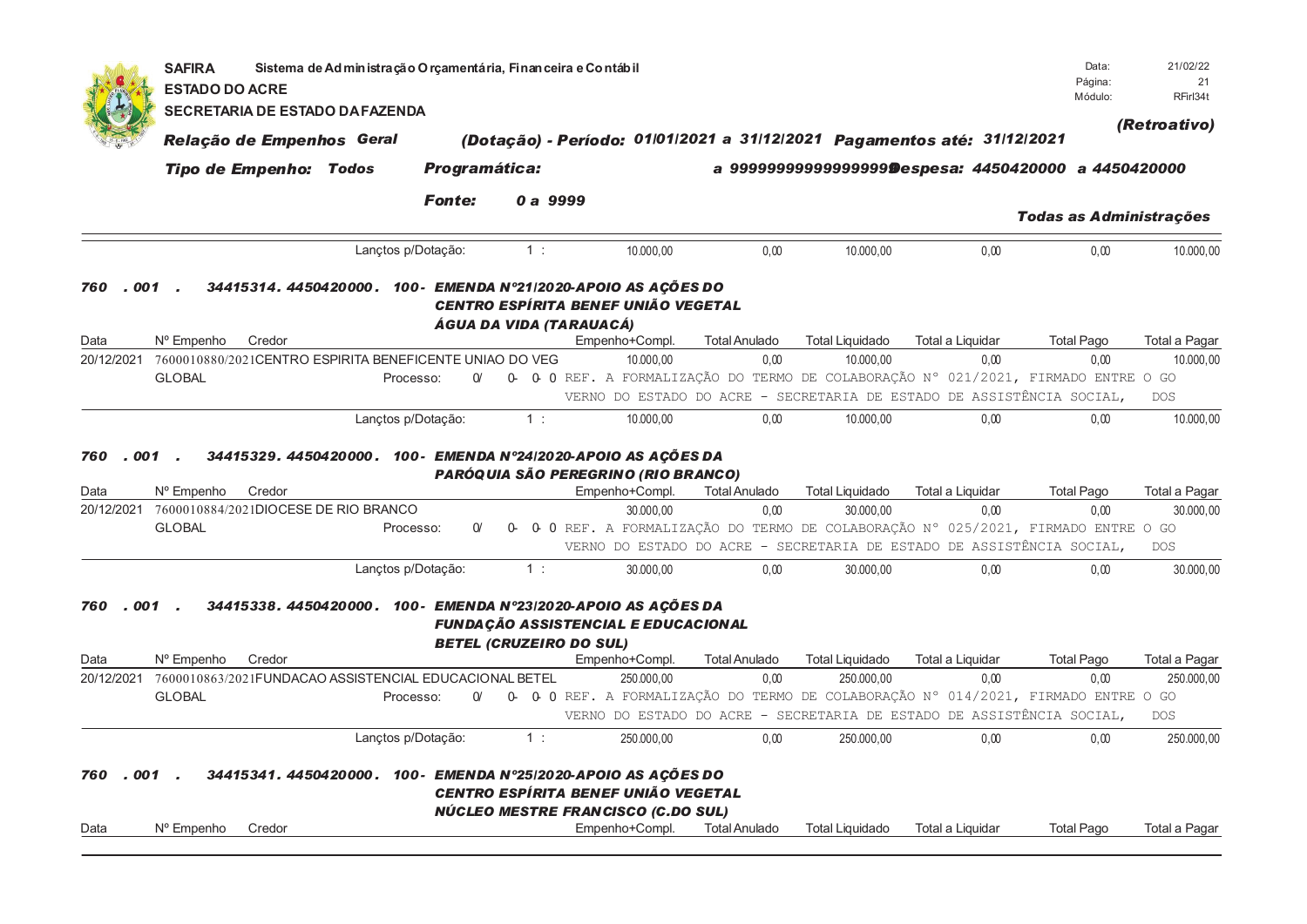| | | Lançtos p/Dotação: | 1 : | 10.000,00 | 0,00 | 10.000,00 | 0,00 | 0,00 | 10.000,00 |
|---|---|---|---|---|---|---|---|---|---|

### 760 . 001 . 34415314. 4450420000. 100- EMENDA Nº21/2020-APOIO AS AÇÕES DO CENTRO ESPÍRITA BENEF UNIÃO VEGETAL ÁGUA DA VIDA (TARAUACÁ)

| Data | Nº Empenho | Credor | Empenho+Compl. | Total Anulado | Total Liquidado | Total a Liquidar | Total Pago | Total a Pagar |
|---|---|---|---|---|---|---|---|---|
| 20/12/2021 | 7600010880/2021 | CENTRO ESPIRITA BENEFICENTE UNIAO DO VEG | 10.000,00 | 0,00 | 10.000,00 | 0,00 | 0,00 | 10.000,00 |
| GLOBAL | | Processo: 0/ 0- 0- 0 REF. A FORMALIZAÇÃO DO TERMO DE COLABORAÇÃO Nº 021/2021, FIRMADO ENTRE O GOVERNO DO ESTADO DO ACRE - SECRETARIA DE ESTADO DE ASSISTÊNCIA SOCIAL, DOS | | | | | | |
| | | Lançtos p/Dotação: 1 : | 10.000,00 | 0,00 | 10.000,00 | 0,00 | 0,00 | 10.000,00 |

### 760 . 001 . 34415329. 4450420000. 100- EMENDA Nº24/2020-APOIO AS AÇÕES DA PARÓQUIA SÃO PEREGRINO (RIO BRANCO)

| Data | Nº Empenho | Credor | Empenho+Compl. | Total Anulado | Total Liquidado | Total a Liquidar | Total Pago | Total a Pagar |
|---|---|---|---|---|---|---|---|---|
| 20/12/2021 | 7600010884/2021 | DIOCESE DE RIO BRANCO | 30.000,00 | 0,00 | 30.000,00 | 0,00 | 0,00 | 30.000,00 |
| GLOBAL | | Processo: 0/ 0- 0- 0 REF. A FORMALIZAÇÃO DO TERMO DE COLABORAÇÃO Nº 025/2021, FIRMADO ENTRE O GOVERNO DO ESTADO DO ACRE - SECRETARIA DE ESTADO DE ASSISTÊNCIA SOCIAL, DOS | | | | | | |
| | | Lançtos p/Dotação: 1 : | 30.000,00 | 0,00 | 30.000,00 | 0,00 | 0,00 | 30.000,00 |

### 760 . 001 . 34415338. 4450420000. 100- EMENDA Nº23/2020-APOIO AS AÇÕES DA FUNDAÇÃO ASSISTENCIAL E EDUCACIONAL BETEL (CRUZEIRO DO SUL)

| Data | Nº Empenho | Credor | Empenho+Compl. | Total Anulado | Total Liquidado | Total a Liquidar | Total Pago | Total a Pagar |
|---|---|---|---|---|---|---|---|---|
| 20/12/2021 | 7600010863/2021 | FUNDACAO ASSISTENCIAL EDUCACIONAL BETEL | 250.000,00 | 0,00 | 250.000,00 | 0,00 | 0,00 | 250.000,00 |
| GLOBAL | | Processo: 0/ 0- 0- 0 REF. A FORMALIZAÇÃO DO TERMO DE COLABORAÇÃO Nº 014/2021, FIRMADO ENTRE O GOVERNO DO ESTADO DO ACRE - SECRETARIA DE ESTADO DE ASSISTÊNCIA SOCIAL, DOS | | | | | | |
| | | Lançtos p/Dotação: 1 : | 250.000,00 | 0,00 | 250.000,00 | 0,00 | 0,00 | 250.000,00 |

### 760 . 001 . 34415341. 4450420000. 100- EMENDA Nº25/2020-APOIO AS AÇÕES DO CENTRO ESPÍRITA BENEF UNIÃO VEGETAL NÚCLEO MESTRE FRANCISCO (C.DO SUL)

| Data | Nº Empenho | Credor | Empenho+Compl. | Total Anulado | Total Liquidado | Total a Liquidar | Total Pago | Total a Pagar |
|---|---|---|---|---|---|---|---|---|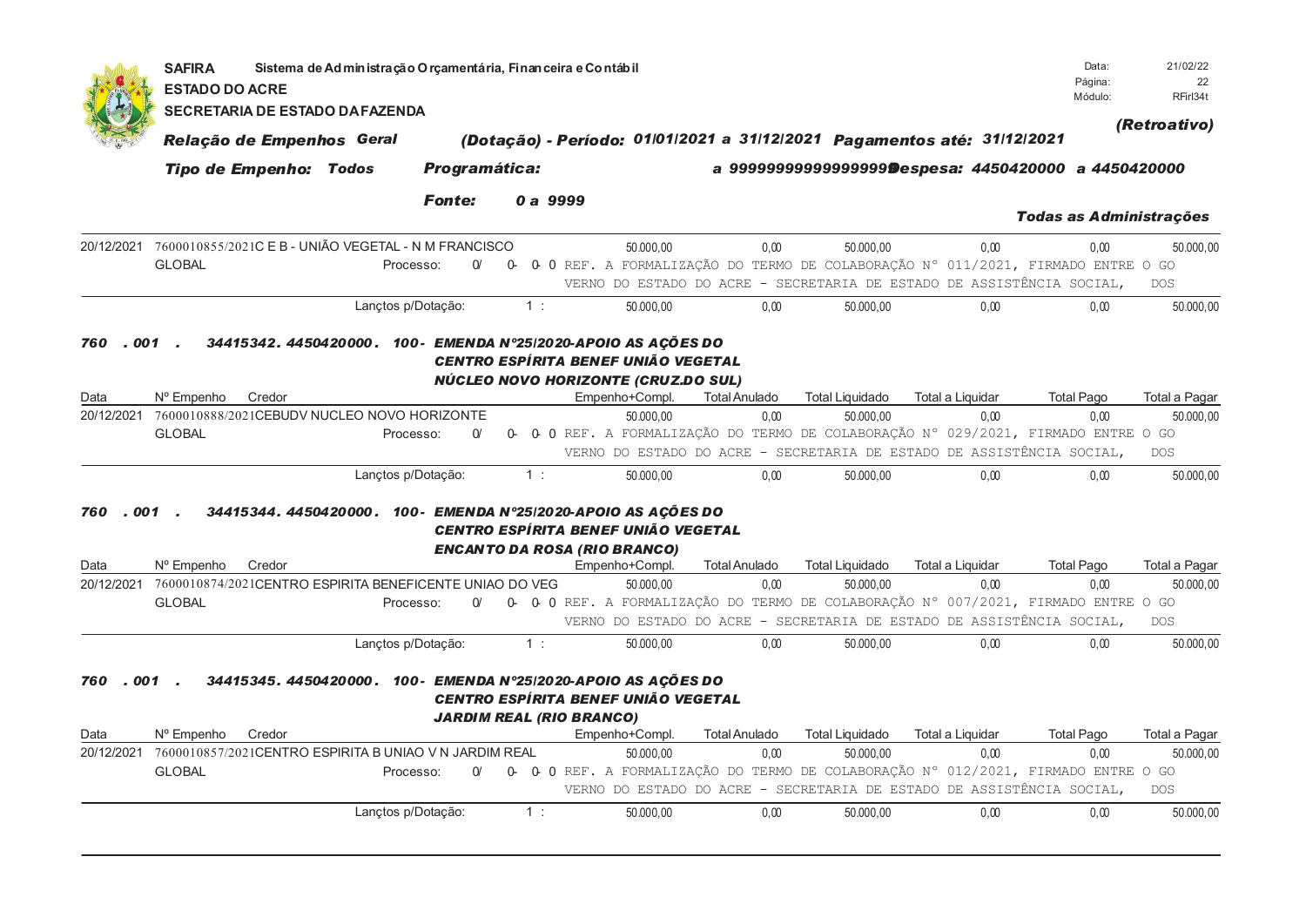SAFIRA Sistema de Administração Orçamentária, Financeira e Contábil
ESTADO DO ACRE
SECRETARIA DE ESTADO DA FAZENDA

Data: 21/02/22
Página: 22
Módulo: RFirl34t

*Relação de Empenhos Geral* *(Dotação) - Período: 01/01/2021 a 31/12/2021 Pagamentos até: 31/12/2021* *(Retroativo)*

*Tipo de Empenho: Todos* *Programática:* *a 9999999999999999 Despesa: 4450420000 a 4450420000*

*Fonte: 0 a 9999* *Todas as Administrações*

| Data | Nº Empenho | Credor | Empenho+Compl. | Total Anulado | Total Liquidado | Total a Liquidar | Total Pago | Total a Pagar |
|---|---|---|---|---|---|---|---|---|
| 20/12/2021 | 7600010855/2021 | C E B - UNIÃO VEGETAL - N M FRANCISCO | 50.000,00 | 0,00 | 50.000,00 | 0,00 | 0,00 | 50.000,00 |
| GLOBAL | Processo: 0/ 0- 0- 0 | REF. A FORMALIZAÇÃO DO TERMO DE COLABORAÇÃO Nº 011/2021, FIRMADO ENTRE O GOVERNO DO ESTADO DO ACRE - SECRETARIA DE ESTADO DE ASSISTÊNCIA SOCIAL, DOS | | | | | | |
| | | Lançtos p/Dotação: 1 : | 50.000,00 | 0,00 | 50.000,00 | 0,00 | 0,00 | 50.000,00 |

***760 . 001 . 34415342. 4450420000. 100- EMENDA Nº25/2020-APOIO AS AÇÕES DO CENTRO ESPÍRITA BENEF UNIÃO VEGETAL NÚCLEO NOVO HORIZONTE (CRUZ.DO SUL)***

| Data | Nº Empenho | Credor | Empenho+Compl. | Total Anulado | Total Liquidado | Total a Liquidar | Total Pago | Total a Pagar |
|---|---|---|---|---|---|---|---|---|
| 20/12/2021 | 7600010888/2021 | CEBUDV NUCLEO NOVO HORIZONTE | 50.000,00 | 0,00 | 50.000,00 | 0,00 | 0,00 | 50.000,00 |
| GLOBAL | Processo: 0/ 0- 0- 0 | REF. A FORMALIZAÇÃO DO TERMO DE COLABORAÇÃO Nº 029/2021, FIRMADO ENTRE O GOVERNO DO ESTADO DO ACRE - SECRETARIA DE ESTADO DE ASSISTÊNCIA SOCIAL, DOS | | | | | | |
| | | Lançtos p/Dotação: 1 : | 50.000,00 | 0,00 | 50.000,00 | 0,00 | 0,00 | 50.000,00 |

***760 . 001 . 34415344. 4450420000. 100- EMENDA Nº25/2020-APOIO AS AÇÕES DO CENTRO ESPÍRITA BENEF UNIÃO VEGETAL ENCANTO DA ROSA (RIO BRANCO)***

| Data | Nº Empenho | Credor | Empenho+Compl. | Total Anulado | Total Liquidado | Total a Liquidar | Total Pago | Total a Pagar |
|---|---|---|---|---|---|---|---|---|
| 20/12/2021 | 7600010874/2021 | CENTRO ESPIRITA BENEFICENTE UNIAO DO VEG | 50.000,00 | 0,00 | 50.000,00 | 0,00 | 0,00 | 50.000,00 |
| GLOBAL | Processo: 0/ 0- 0- 0 | REF. A FORMALIZAÇÃO DO TERMO DE COLABORAÇÃO Nº 007/2021, FIRMADO ENTRE O GOVERNO DO ESTADO DO ACRE - SECRETARIA DE ESTADO DE ASSISTÊNCIA SOCIAL, DOS | | | | | | |
| | | Lançtos p/Dotação: 1 : | 50.000,00 | 0,00 | 50.000,00 | 0,00 | 0,00 | 50.000,00 |

***760 . 001 . 34415345. 4450420000. 100- EMENDA Nº25/2020-APOIO AS AÇÕES DO CENTRO ESPÍRITA BENEF UNIÃO VEGETAL JARDIM REAL (RIO BRANCO)***

| Data | Nº Empenho | Credor | Empenho+Compl. | Total Anulado | Total Liquidado | Total a Liquidar | Total Pago | Total a Pagar |
|---|---|---|---|---|---|---|---|---|
| 20/12/2021 | 7600010857/2021 | CENTRO ESPIRITA B UNIAO V N JARDIM REAL | 50.000,00 | 0,00 | 50.000,00 | 0,00 | 0,00 | 50.000,00 |
| GLOBAL | Processo: 0/ 0- 0- 0 | REF. A FORMALIZAÇÃO DO TERMO DE COLABORAÇÃO Nº 012/2021, FIRMADO ENTRE O GOVERNO DO ESTADO DO ACRE - SECRETARIA DE ESTADO DE ASSISTÊNCIA SOCIAL, DOS | | | | | | |
| | | Lançtos p/Dotação: 1 : | 50.000,00 | 0,00 | 50.000,00 | 0,00 | 0,00 | 50.000,00 |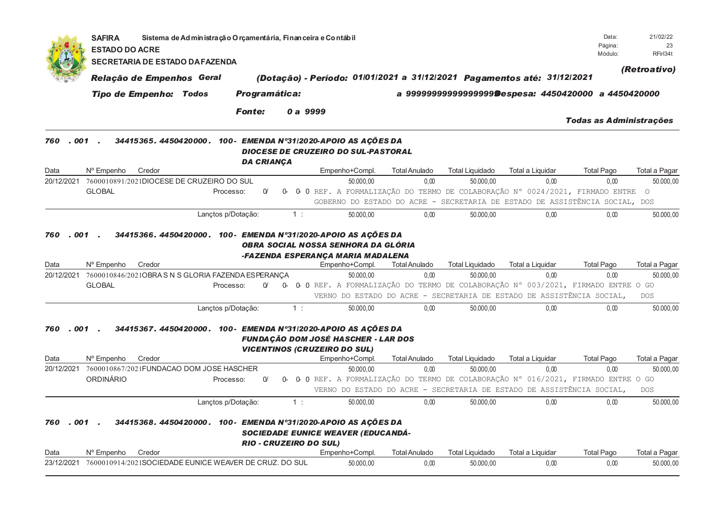**SAFIRA** Sistema de Administração Orçamentária, Financeira e Contábil
**ESTADO DO ACRE**
**SECRETARIA DE ESTADO DA FAZENDA**

Data: 21/02/22
Página: 23
Módulo: RFirl34t

***(Retroativo)***

***Relação de Empenhos Geral*** ***(Dotação) - Período: 01/01/2021 a 31/12/2021 Pagamentos até: 31/12/2021***

***Tipo de Empenho: Todos*** ***Programática:*** ***a 9999999999999999 Despesa: 4450420000 a 4450420000***

***Fonte: 0 a 9999***

***Todas as Administrações***

***760 . 001 . 34415365. 4450420000. 100- EMENDA Nº31/2020-APOIO AS AÇÕES DA DIOCESE DE CRUZEIRO DO SUL-PASTORAL DA CRIANÇA***

| Data | Nº Empenho | Credor | Empenho+Compl. | Total Anulado | Total Liquidado | Total a Liquidar | Total Pago | Total a Pagar |
|---|---|---|---|---|---|---|---|---|
| 20/12/2021 | 7600010891/2021 | DIOCESE DE CRUZEIRO DO SUL | 50.000,00 | 0,00 | 50.000,00 | 0,00 | 0,00 | 50.000,00 |
| | GLOBAL | Processo: 0/ 0- 0- 0 | REF. A FORMALIZAÇÃO DO TERMO DE COLABORAÇÃO Nº 0024/2021, FIRMADO ENTRE O GOBERNO DO ESTADO DO ACRE - SECRETARIA DE ESTADO DE ASSISTÊNCIA SOCIAL, DOS | | | | | |
| | | Lançtos p/Dotação: 1 : | 50.000,00 | 0,00 | 50.000,00 | 0,00 | 0,00 | 50.000,00 |

***760 . 001 . 34415366. 4450420000. 100- EMENDA Nº31/2020-APOIO AS AÇÕES DA OBRA SOCIAL NOSSA SENHORA DA GLÓRIA -FAZENDA ESPERANÇA MARIA MADALENA***

| Data | Nº Empenho | Credor | Empenho+Compl. | Total Anulado | Total Liquidado | Total a Liquidar | Total Pago | Total a Pagar |
|---|---|---|---|---|---|---|---|---|
| 20/12/2021 | 7600010846/2021 | OBRAS N S GLORIA FAZENDA ESPERANÇA | 50.000,00 | 0,00 | 50.000,00 | 0,00 | 0,00 | 50.000,00 |
| | GLOBAL | Processo: 0/ 0- 0- 0 | REF. A FORMALIZAÇÃO DO TERMO DE COLABORAÇÃO Nº 003/2021, FIRMADO ENTRE O GOVERNO DO ESTADO DO ACRE - SECRETARIA DE ESTADO DE ASSISTÊNCIA SOCIAL, DOS | | | | | |
| | | Lançtos p/Dotação: 1 : | 50.000,00 | 0,00 | 50.000,00 | 0,00 | 0,00 | 50.000,00 |

***760 . 001 . 34415367. 4450420000. 100- EMENDA Nº31/2020-APOIO AS AÇÕES DA FUNDAÇÃO DOM JOSÉ HASCHER - LAR DOS VICENTINOS (CRUZEIRO DO SUL)***

| Data | Nº Empenho | Credor | Empenho+Compl. | Total Anulado | Total Liquidado | Total a Liquidar | Total Pago | Total a Pagar |
|---|---|---|---|---|---|---|---|---|
| 20/12/2021 | 7600010867/2021 | FUNDACAO DOM JOSE HASCHER | 50.000,00 | 0,00 | 50.000,00 | 0,00 | 0,00 | 50.000,00 |
| | ORDINÁRIO | Processo: 0/ 0- 0- 0 | REF. A FORMALIZAÇÃO DO TERMO DE COLABORAÇÃO Nº 016/2021, FIRMADO ENTRE O GOVERNO DO ESTADO DO ACRE - SECRETARIA DE ESTADO DE ASSISTÊNCIA SOCIAL, DOS | | | | | |
| | | Lançtos p/Dotação: 1 : | 50.000,00 | 0,00 | 50.000,00 | 0,00 | 0,00 | 50.000,00 |

***760 . 001 . 34415368. 4450420000. 100- EMENDA Nº31/2020-APOIO AS AÇÕES DA SOCIEDADE EUNICE WEAVER (EDUCANDÁRIO - CRUZEIRO DO SUL)***

| Data | Nº Empenho | Credor | Empenho+Compl. | Total Anulado | Total Liquidado | Total a Liquidar | Total Pago | Total a Pagar |
|---|---|---|---|---|---|---|---|---|
| 23/12/2021 | 7600010914/2021 | SOCIEDADE EUNICE WEAVER DE CRUZ. DO SUL | 50.000,00 | 0,00 | 50.000,00 | 0,00 | 0,00 | 50.000,00 |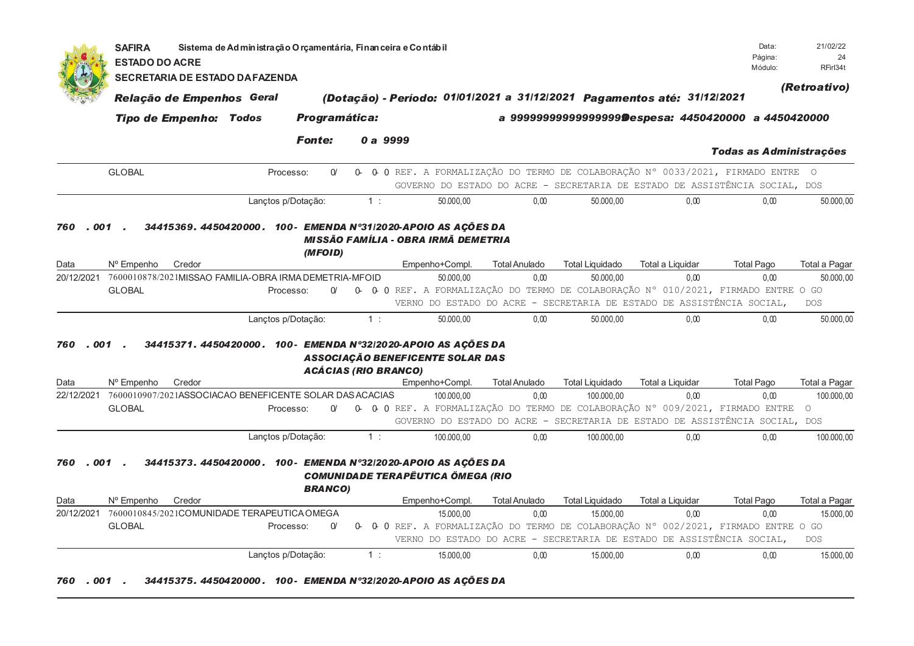SAFIRA Sistema de Administração Orçamentária, Financeira e Contábil
ESTADO DO ACRE
SECRETARIA DE ESTADO DA FAZENDA

Data: 21/02/22
Página: 24
Módulo: RFirl34t

***Relação de Empenhos Geral*** ***(Dotação) - Período: 01/01/2021 a 31/12/2021 Pagamentos até: 31/12/2021*** ***(Retroativo)***

***Tipo de Empenho: Todos*** ***Programática:*** ***a 9999999999999999 Despesa: 4450420000 a 4450420000***

***Fonte: 0 a 9999*** ***Todas as Administrações***

| | | | | | | | |
|---|---|---|---|---|---|---|---|
| GLOBAL | Processo: 0/ 0- 0-0 REF. A FORMALIZAÇÃO DO TERMO DE COLABORAÇÃO Nº 0033/2021, FIRMADO ENTRE O GOVERNO DO ESTADO DO ACRE - SECRETARIA DE ESTADO DE ASSISTÊNCIA SOCIAL, DOS | | | | | | |
| | Lançtos p/Dotação: 1 : | 50.000,00 | 0,00 | 50.000,00 | 0,00 | 0,00 | 50.000,00 |

***760 . 001 . 34415369. 4450420000. 100- EMENDA Nº31/2020-APOIO AS AÇÕES DA MISSÃO FAMÍLIA - OBRA IRMÃ DEMETRIA (MFOID)***

| Data | Nº Empenho Credor | Empenho+Compl. | Total Anulado | Total Liquidado | Total a Liquidar | Total Pago | Total a Pagar |
|---|---|---|---|---|---|---|---|
| 20/12/2021 | 7600010878/2021 MISSAO FAMILIA-OBRA IRMA DEMETRIA-MFOID | 50.000,00 | 0,00 | 50.000,00 | 0,00 | 0,00 | 50.000,00 |
| GLOBAL | Processo: 0/ 0- 0-0 REF. A FORMALIZAÇÃO DO TERMO DE COLABORAÇÃO Nº 010/2021, FIRMADO ENTRE O GOVERNO DO ESTADO DO ACRE - SECRETARIA DE ESTADO DE ASSISTÊNCIA SOCIAL, DOS | | | | | | |
| | Lançtos p/Dotação: 1 : | 50.000,00 | 0,00 | 50.000,00 | 0,00 | 0,00 | 50.000,00 |

***760 . 001 . 34415371. 4450420000. 100- EMENDA Nº32/2020-APOIO AS AÇÕES DA ASSOCIAÇÃO BENEFICENTE SOLAR DAS ACÁCIAS (RIO BRANCO)***

| Data | Nº Empenho Credor | Empenho+Compl. | Total Anulado | Total Liquidado | Total a Liquidar | Total Pago | Total a Pagar |
|---|---|---|---|---|---|---|---|
| 22/12/2021 | 7600010907/2021 ASSOCIACAO BENEFICENTE SOLAR DAS ACACIAS | 100.000,00 | 0,00 | 100.000,00 | 0,00 | 0,00 | 100.000,00 |
| GLOBAL | Processo: 0/ 0- 0-0 REF. A FORMALIZAÇÃO DO TERMO DE COLABORAÇÃO Nº 009/2021, FIRMADO ENTRE O GOVERNO DO ESTADO DO ACRE - SECRETARIA DE ESTADO DE ASSISTÊNCIA SOCIAL, DOS | | | | | | |
| | Lançtos p/Dotação: 1 : | 100.000,00 | 0,00 | 100.000,00 | 0,00 | 0,00 | 100.000,00 |

***760 . 001 . 34415373. 4450420000. 100- EMENDA Nº32/2020-APOIO AS AÇÕES DA COMUNIDADE TERAPËUTICA ÖMEGA (RIO BRANCO)***

| Data | Nº Empenho Credor | Empenho+Compl. | Total Anulado | Total Liquidado | Total a Liquidar | Total Pago | Total a Pagar |
|---|---|---|---|---|---|---|---|
| 20/12/2021 | 7600010845/2021 COMUNIDADE TERAPEUTICA OMEGA | 15.000,00 | 0,00 | 15.000,00 | 0,00 | 0,00 | 15.000,00 |
| GLOBAL | Processo: 0/ 0- 0-0 REF. A FORMALIZAÇÃO DO TERMO DE COLABORAÇÃO Nº 002/2021, FIRMADO ENTRE O GOVERNO DO ESTADO DO ACRE - SECRETARIA DE ESTADO DE ASSISTÊNCIA SOCIAL, DOS | | | | | | |
| | Lançtos p/Dotação: 1 : | 15.000,00 | 0,00 | 15.000,00 | 0,00 | 0,00 | 15.000,00 |

***760 . 001 . 34415375. 4450420000. 100- EMENDA Nº32/2020-APOIO AS AÇÕES DA***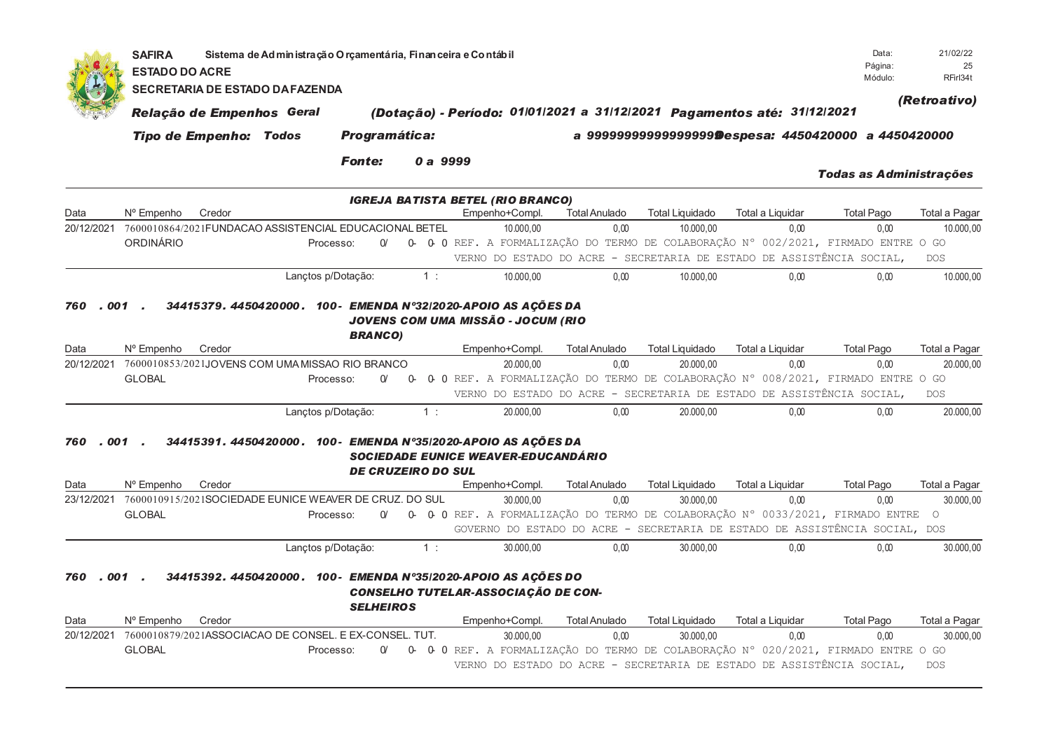SAFIRA Sistema de Administração Orçamentária, Financeira e Contábil
ESTADO DO ACRE
SECRETARIA DE ESTADO DA FAZENDA

Data: 21/02/22
Módulo: RFirl34t

*(Retroativo)*

***Relação de Empenhos Geral*** ***(Dotação) - Período: 01/01/2021 a 31/12/2021 Pagamentos até: 31/12/2021***

***Tipo de Empenho: Todos*** ***Programática:*** ***a 99999999999999999 Despesa: 4450420000 a 4450420000***

***Fonte: 0 a 9999***

***Todas as Administrações***

***IGREJA BATISTA BETEL (RIO BRANCO)***

| Data | Nº Empenho | Credor | Empenho+Compl. | Total Anulado | Total Liquidado | Total a Liquidar | Total Pago | Total a Pagar |
|---|---|---|---|---|---|---|---|---|
| 20/12/2021 | 7600010864/2021 | FUNDACAO ASSISTENCIAL EDUCACIONAL BETEL | 10.000,00 | 0,00 | 10.000,00 | 0,00 | 0,00 | 10.000,00 |
| | ORDINÁRIO | Processo: 0/ 0- 0- 0 REF. A FORMALIZAÇÃO DO TERMO DE COLABORAÇÃO N° 002/2021, FIRMADO ENTRE O GOVERNO DO ESTADO DO ACRE - SECRETARIA DE ESTADO DE ASSISTÊNCIA SOCIAL, DOS | | | | | | |
| | | Lançtos p/Dotação: 1 : | 10.000,00 | 0,00 | 10.000,00 | 0,00 | 0,00 | 10.000,00 |

***760 . 001 . 34415379. 4450420000. 100- EMENDA Nº32/2020-APOIO AS AÇÕES DA JOVENS COM UMA MISSÃO - JOCUM (RIO BRANCO)***

| Data | Nº Empenho | Credor | Empenho+Compl. | Total Anulado | Total Liquidado | Total a Liquidar | Total Pago | Total a Pagar |
|---|---|---|---|---|---|---|---|---|
| 20/12/2021 | 7600010853/2021 | JOVENS COM UMA MISSAO RIO BRANCO | 20.000,00 | 0,00 | 20.000,00 | 0,00 | 0,00 | 20.000,00 |
| | GLOBAL | Processo: 0/ 0- 0- 0 REF. A FORMALIZAÇÃO DO TERMO DE COLABORAÇÃO N° 008/2021, FIRMADO ENTRE O GOVERNO DO ESTADO DO ACRE - SECRETARIA DE ESTADO DE ASSISTÊNCIA SOCIAL, DOS | | | | | | |
| | | Lançtos p/Dotação: 1 : | 20.000,00 | 0,00 | 20.000,00 | 0,00 | 0,00 | 20.000,00 |

***760 . 001 . 34415391. 4450420000. 100- EMENDA Nº35/2020-APOIO AS AÇÕES DA SOCIEDADE EUNICE WEAVER-EDUCANDÁRIO DE CRUZEIRO DO SUL***

| Data | Nº Empenho | Credor | Empenho+Compl. | Total Anulado | Total Liquidado | Total a Liquidar | Total Pago | Total a Pagar |
|---|---|---|---|---|---|---|---|---|
| 23/12/2021 | 7600010915/2021 | SOCIEDADE EUNICE WEAVER DE CRUZ. DO SUL | 30.000,00 | 0,00 | 30.000,00 | 0,00 | 0,00 | 30.000,00 |
| | GLOBAL | Processo: 0/ 0- 0- 0 REF. A FORMALIZAÇÃO DO TERMO DE COLABORAÇÃO N° 0033/2021, FIRMADO ENTRE O GOVERNO DO ESTADO DO ACRE - SECRETARIA DE ESTADO DE ASSISTÊNCIA SOCIAL, DOS | | | | | | |
| | | Lançtos p/Dotação: 1 : | 30.000,00 | 0,00 | 30.000,00 | 0,00 | 0,00 | 30.000,00 |

***760 . 001 . 34415392. 4450420000. 100- EMENDA Nº35/2020-APOIO AS AÇÕES DO CONSELHO TUTELAR-ASSOCIAÇÃO DE CON-SELHEIROS***

| Data | Nº Empenho | Credor | Empenho+Compl. | Total Anulado | Total Liquidado | Total a Liquidar | Total Pago | Total a Pagar |
|---|---|---|---|---|---|---|---|---|
| 20/12/2021 | 7600010879/2021 | ASSOCIACAO DE CONSEL. E EX-CONSEL. TUT. | 30.000,00 | 0,00 | 30.000,00 | 0,00 | 0,00 | 30.000,00 |
| | GLOBAL | Processo: 0/ 0- 0- 0 REF. A FORMALIZAÇÃO DO TERMO DE COLABORAÇÃO N° 020/2021, FIRMADO ENTRE O GOVERNO DO ESTADO DO ACRE - SECRETARIA DE ESTADO DE ASSISTÊNCIA SOCIAL, DOS | | | | | | |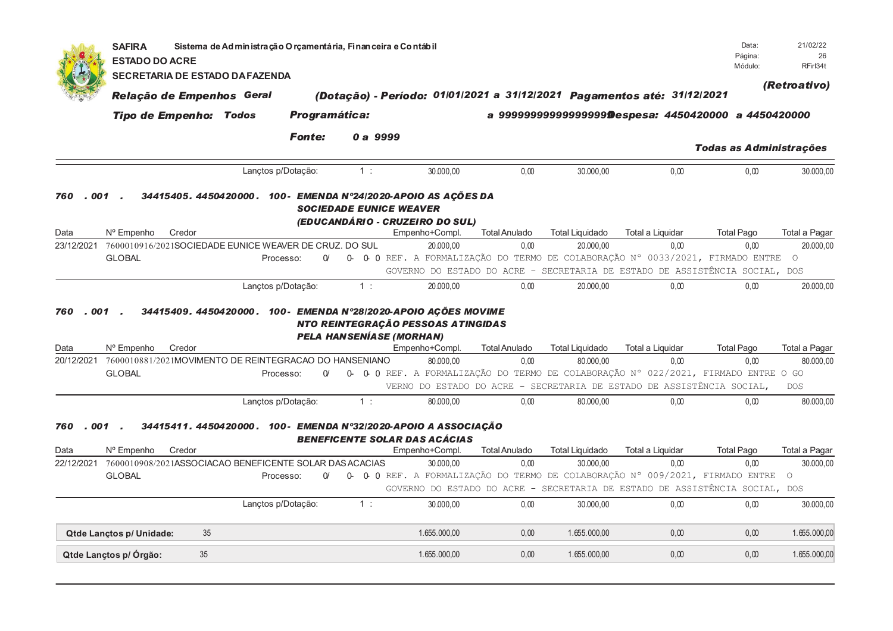**SAFIRA** Sistema de Administração Orçamentária, Financeira e Contábil
**ESTADO DO ACRE**
**SECRETARIA DE ESTADO DA FAZENDA**

Data: 21/02/22
Módulo: RFirl34t

***(Retroativo)***

***Relação de Empenhos Geral*** ***(Dotação) - Período: 01/01/2021 a 31/12/2021 Pagamentos até: 31/12/2021***

***Tipo de Empenho: Todos*** ***Programática: a 99999999999999999*** ***Despesa: 4450420000 a 4450420000***

***Fonte: 0 a 9999***

***Todas as Administrações***

| | | Lançtos p/Dotação: | 1 : | 30.000,00 | 0,00 | 30.000,00 | 0,00 | 0,00 | 30.000,00 |
|---|---|---|---|---|---|---|---|---|---|

***760 . 001 . 34415405. 4450420000. 100- EMENDA Nº24/2020-APOIO AS AÇÕES DA SOCIEDADE EUNICE WEAVER (EDUCANDÁRIO - CRUZEIRO DO SUL)***

| Data | Nº Empenho | Credor | Empenho+Compl. | Total Anulado | Total Liquidado | Total a Liquidar | Total Pago | Total a Pagar |
|---|---|---|---|---|---|---|---|---|
| 23/12/2021 | 7600010916/2021 | SOCIEDADE EUNICE WEAVER DE CRUZ. DO SUL | 20.000,00 | 0,00 | 20.000,00 | 0,00 | 0,00 | 20.000,00 |
| | GLOBAL | Processo: 0/ 0- 0- 0 REF. A FORMALIZAÇÃO DO TERMO DE COLABORAÇÃO Nº 0033/2021, FIRMADO ENTRE O GOVERNO DO ESTADO DO ACRE - SECRETARIA DE ESTADO DE ASSISTÊNCIA SOCIAL, DOS | | | | | | |
| | | Lançtos p/Dotação: 1 : | 20.000,00 | 0,00 | 20.000,00 | 0,00 | 0,00 | 20.000,00 |

***760 . 001 . 34415409. 4450420000. 100- EMENDA Nº28/2020-APOIO AÇÕES MOVIMENTO REINTEGRAÇÃO PESSOAS ATINGIDAS PELA HANSENÍASE (MORHAN)***

| Data | Nº Empenho | Credor | Empenho+Compl. | Total Anulado | Total Liquidado | Total a Liquidar | Total Pago | Total a Pagar |
|---|---|---|---|---|---|---|---|---|
| 20/12/2021 | 7600010881/2021 | MOVIMENTO DE REINTEGRACAO DO HANSENIANO | 80.000,00 | 0,00 | 80.000,00 | 0,00 | 0,00 | 80.000,00 |
| | GLOBAL | Processo: 0/ 0- 0- 0 REF. A FORMALIZAÇÃO DO TERMO DE COLABORAÇÃO Nº 022/2021, FIRMADO ENTRE O GOVERNO DO ESTADO DO ACRE - SECRETARIA DE ESTADO DE ASSISTÊNCIA SOCIAL, DOS | | | | | | |
| | | Lançtos p/Dotação: 1 : | 80.000,00 | 0,00 | 80.000,00 | 0,00 | 0,00 | 80.000,00 |

***760 . 001 . 34415411. 4450420000. 100- EMENDA Nº32/2020-APOIO A ASSOCIAÇÃO BENEFICENTE SOLAR DAS ACÁCIAS***

| Data | Nº Empenho | Credor | Empenho+Compl. | Total Anulado | Total Liquidado | Total a Liquidar | Total Pago | Total a Pagar |
|---|---|---|---|---|---|---|---|---|
| 22/12/2021 | 7600010908/2021 | ASSOCIACAO BENEFICENTE SOLAR DAS ACACIAS | 30.000,00 | 0,00 | 30.000,00 | 0,00 | 0,00 | 30.000,00 |
| | GLOBAL | Processo: 0/ 0- 0- 0 REF. A FORMALIZAÇÃO DO TERMO DE COLABORAÇÃO Nº 009/2021, FIRMADO ENTRE O GOVERNO DO ESTADO DO ACRE - SECRETARIA DE ESTADO DE ASSISTÊNCIA SOCIAL, DOS | | | | | | |
| | | Lançtos p/Dotação: 1 : | 30.000,00 | 0,00 | 30.000,00 | 0,00 | 0,00 | 30.000,00 |

| | Qtde | Empenho+Compl. | Total Anulado | Total Liquidado | Total a Liquidar | Total Pago | Total a Pagar |
|---|---|---|---|---|---|---|---|
| **Qtde Lançtos p/ Unidade:** | 35 | 1.655.000,00 | 0,00 | 1.655.000,00 | 0,00 | 0,00 | 1.655.000,00 |
| **Qtde Lançtos p/ Órgão:** | 35 | 1.655.000,00 | 0,00 | 1.655.000,00 | 0,00 | 0,00 | 1.655.000,00 |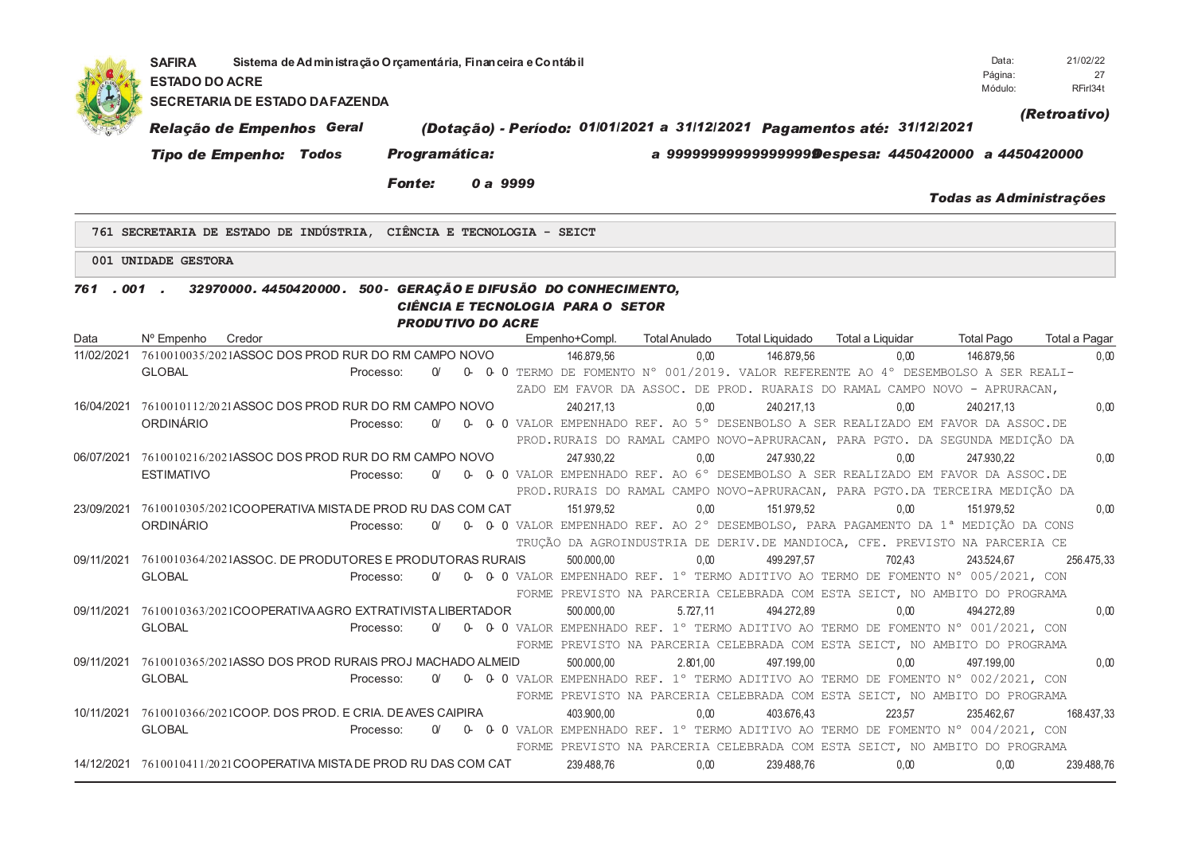**SAFIRA** Sistema de Administração Orçamentária, Financeira e Contábil
**ESTADO DO ACRE**
**SECRETARIA DE ESTADO DA FAZENDA**

Data: 21/02/22
Página: 27
Módulo: RFirl34t

***(Retroativo)***

***Relação de Empenhos Geral*** ***(Dotação) - Período: 01/01/2021 a 31/12/2021 Pagamentos até: 31/12/2021***

***Tipo de Empenho: Todos*** ***Programática:*** ***a 9999999999999999 Despesa: 4450420000 a 4450420000***

***Fonte: 0 a 9999***

***Todas as Administrações***

**761 SECRETARIA DE ESTADO DE INDÚSTRIA, CIÊNCIA E TECNOLOGIA - SEICT**

**001 UNIDADE GESTORA**

***761 . 001 . 32970000. 4450420000. 500- GERAÇÃO E DIFUSÃO DO CONHECIMENTO, CIÊNCIA E TECNOLOGIA PARA O SETOR PRODUTIVO DO ACRE***

| Data | Nº Empenho | Credor | Empenho+Compl. | Total Anulado | Total Liquidado | Total a Liquidar | Total Pago | Total a Pagar |
|---|---|---|---|---|---|---|---|---|
| 11/02/2021 | 7610010035/2021 | ASSOC DOS PROD RUR DO RM CAMPO NOVO | 146.879,56 | 0,00 | 146.879,56 | 0,00 | 146.879,56 | 0,00 |
| | GLOBAL | Processo: 0/ 0- 0- 0 | TERMO DE FOMENTO Nº 001/2019. VALOR REFERENTE AO 4º DESEMBOLSO A SER REALIZADO EM FAVOR DA ASSOC. DE PROD. RUARAIS DO RAMAL CAMPO NOVO - APRURACAN, | | | | | |
| 16/04/2021 | 7610010112/2021 | ASSOC DOS PROD RUR DO RM CAMPO NOVO | 240.217,13 | 0,00 | 240.217,13 | 0,00 | 240.217,13 | 0,00 |
| | ORDINÁRIO | Processo: 0/ 0- 0- 0 | VALOR EMPENHADO REF. AO 5º DESENBOLSO A SER REALIZADO EM FAVOR DA ASSOC.DE PROD.RURAIS DO RAMAL CAMPO NOVO-APRURACAN, PARA PGTO. DA SEGUNDA MEDIÇÃO DA | | | | | |
| 06/07/2021 | 7610010216/2021 | ASSOC DOS PROD RUR DO RM CAMPO NOVO | 247.930,22 | 0,00 | 247.930,22 | 0,00 | 247.930,22 | 0,00 |
| | ESTIMATIVO | Processo: 0/ 0- 0- 0 | VALOR EMPENHADO REF. AO 6º DESEMBOLSO A SER REALIZADO EM FAVOR DA ASSOC.DE PROD.RURAIS DO RAMAL CAMPO NOVO-APRURACAN, PARA PGTO.DA TERCEIRA MEDIÇÃO DA | | | | | |
| 23/09/2021 | 7610010305/2021 | COOPERATIVA MISTA DE PROD RU DAS COM CAT | 151.979,52 | 0,00 | 151.979,52 | 0,00 | 151.979,52 | 0,00 |
| | ORDINÁRIO | Processo: 0/ 0- 0- 0 | VALOR EMPENHADO REF. AO 2º DESEMBOLSO, PARA PAGAMENTO DA 1ª MEDIÇÃO DA CONSTRUÇÃO DA AGROINDUSTRIA DE DERIV.DE MANDIOCA, CFE. PREVISTO NA PARCERIA CE | | | | | |
| 09/11/2021 | 7610010364/2021 | ASSOC. DE PRODUTORES E PRODUTORAS RURAIS | 500.000,00 | 0,00 | 499.297,57 | 702,43 | 243.524,67 | 256.475,33 |
| | GLOBAL | Processo: 0/ 0- 0- 0 | VALOR EMPENHADO REF. 1º TERMO ADITIVO AO TERMO DE FOMENTO Nº 005/2021, CONFORME PREVISTO NA PARCERIA CELEBRADA COM ESTA SEICT, NO AMBITO DO PROGRAMA | | | | | |
| 09/11/2021 | 7610010363/2021 | COOPERATIVA AGRO EXTRATIVISTA LIBERTADOR | 500.000,00 | 5.727,11 | 494.272,89 | 0,00 | 494.272,89 | 0,00 |
| | GLOBAL | Processo: 0/ 0- 0- 0 | VALOR EMPENHADO REF. 1º TERMO ADITIVO AO TERMO DE FOMENTO Nº 001/2021, CONFORME PREVISTO NA PARCERIA CELEBRADA COM ESTA SEICT, NO AMBITO DO PROGRAMA | | | | | |
| 09/11/2021 | 7610010365/2021 | ASSO DOS PROD RURAIS PROJ MACHADO ALMEID | 500.000,00 | 2.801,00 | 497.199,00 | 0,00 | 497.199,00 | 0,00 |
| | GLOBAL | Processo: 0/ 0- 0- 0 | VALOR EMPENHADO REF. 1º TERMO ADITIVO AO TERMO DE FOMENTO Nº 002/2021, CONFORME PREVISTO NA PARCERIA CELEBRADA COM ESTA SEICT, NO AMBITO DO PROGRAMA | | | | | |
| 10/11/2021 | 7610010366/2021 | COOP. DOS PROD. E CRIA. DE AVES CAIPIRA | 403.900,00 | 0,00 | 403.676,43 | 223,57 | 235.462,67 | 168.437,33 |
| | GLOBAL | Processo: 0/ 0- 0- 0 | VALOR EMPENHADO REF. 1º TERMO ADITIVO AO TERMO DE FOMENTO Nº 004/2021, CONFORME PREVISTO NA PARCERIA CELEBRADA COM ESTA SEICT, NO AMBITO DO PROGRAMA | | | | | |
| 14/12/2021 | 7610010411/2021 | COOPERATIVA MISTA DE PROD RU DAS COM CAT | 239.488,76 | 0,00 | 239.488,76 | 0,00 | 0,00 | 239.488,76 |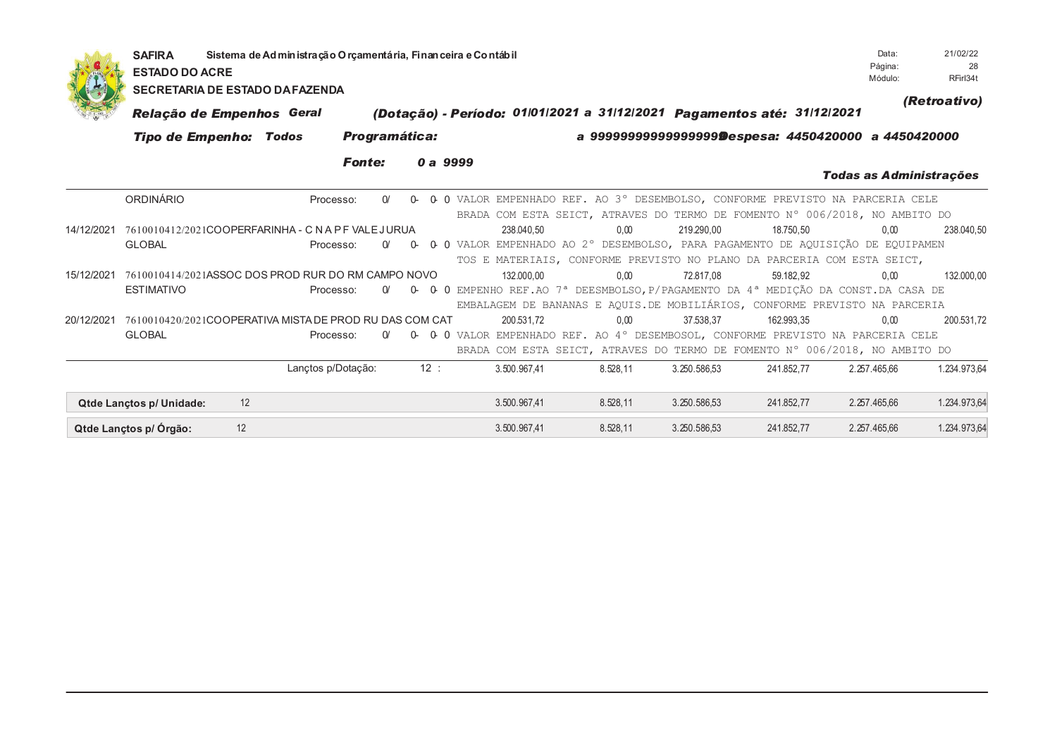**SAFIRA** Sistema de Administração Orçamentária, Financeira e Contábil

**ESTADO DO ACRE**

**SECRETARIA DE ESTADO DA FAZENDA**

Data: 21/02/22
Módulo: RFirl34t

*(Retroativo)*

***Relação de Empenhos Geral*** ***(Dotação) - Período: 01/01/2021 a 31/12/2021 Pagamentos até: 31/12/2021***

***Tipo de Empenho: Todos*** ***Programática:*** ***a 99999999999999999 Despesa: 4450420000 a 4450420000***

***Fonte:*** ***0 a 9999***

***Todas as Administrações***

| | | | | | | | | |
|---|---|---|---|---|---|---|---|---|
| | ORDINÁRIO | Processo: 0/ 0- 0- 0 VALOR EMPENHADO REF. AO 3° DESEMBOLSO, CONFORME PREVISTO NA PARCERIA CELE BRADA COM ESTA SEICT, ATRAVES DO TERMO DE FOMENTO N° 006/2018, NO AMBITO DO | | | | | | |
| 14/12/2021 | 7610010412/2021COOPERFARINHA - C N A P F VALE JURUA | | 238.040,50 | 0,00 | 219.290,00 | 18.750,50 | 0,00 | 238.040,50 |
| | GLOBAL | Processo: 0/ 0- 0- 0 VALOR EMPENHADO AO 2° DESEMBOLSO, PARA PAGAMENTO DE AQUISIÇÃO DE EQUIPAMEN TOS E MATERIAIS, CONFORME PREVISTO NO PLANO DA PARCERIA COM ESTA SEICT, | | | | | | |
| 15/12/2021 | 7610010414/2021ASSOC DOS PROD RUR DO RM CAMPO NOVO | | 132.000,00 | 0,00 | 72.817,08 | 59.182,92 | 0,00 | 132.000,00 |
| | ESTIMATIVO | Processo: 0/ 0- 0- 0 EMPENHO REF.AO 7ª DEESMBOLSO,P/PAGAMENTO DA 4ª MEDIÇÃO DA CONST.DA CASA DE EMBALAGEM DE BANANAS E AQUIS.DE MOBILIÁRIOS, CONFORME PREVISTO NA PARCERIA | | | | | | |
| 20/12/2021 | 7610010420/2021COOPERATIVA MISTA DE PROD RU DAS COM CAT | | 200.531,72 | 0,00 | 37.538,37 | 162.993,35 | 0,00 | 200.531,72 |
| | GLOBAL | Processo: 0/ 0- 0- 0 VALOR EMPENHADO REF. AO 4° DESEMBOSOL, CONFORME PREVISTO NA PARCERIA CELE BRADA COM ESTA SEICT, ATRAVES DO TERMO DE FOMENTO N° 006/2018, NO AMBITO DO | | | | | | |
| | | Lançtos p/Dotação: 12 : | 3.500.967,41 | 8.528,11 | 3.250.586,53 | 241.852,77 | 2.257.465,66 | 1.234.973,64 |

| | | | | | | | |
|---|---|---|---|---|---|---|---|
| **Qtde Lançtos p/ Unidade:** | 12 | 3.500.967,41 | 8.528,11 | 3.250.586,53 | 241.852,77 | 2.257.465,66 | 1.234.973,64 |
| **Qtde Lançtos p/ Órgão:** | 12 | 3.500.967,41 | 8.528,11 | 3.250.586,53 | 241.852,77 | 2.257.465,66 | 1.234.973,64 |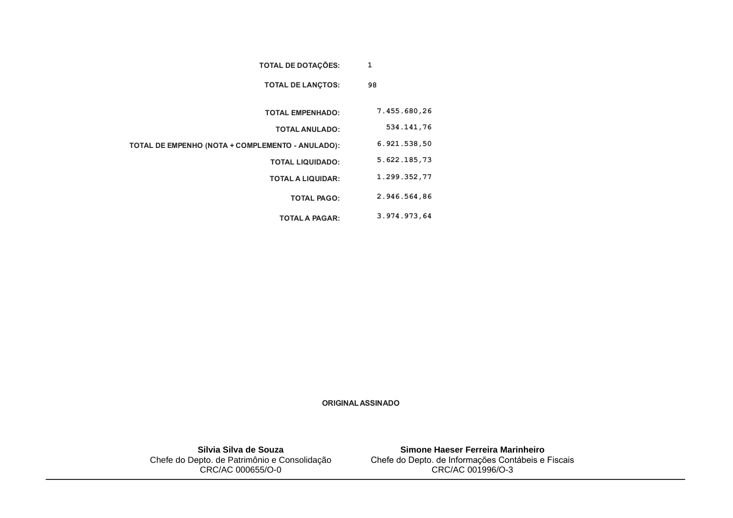| | |
|---|---|
| TOTAL DE DOTAÇÕES: | 1 |
| TOTAL DE LANÇTOS: | 98 |
| TOTAL EMPENHADO: | 7.455.680,26 |
| TOTAL ANULADO: | 534.141,76 |
| TOTAL DE EMPENHO (NOTA + COMPLEMENTO - ANULADO): | 6.921.538,50 |
| TOTAL LIQUIDADO: | 5.622.185,73 |
| TOTAL A LIQUIDAR: | 1.299.352,77 |
| TOTAL PAGO: | 2.946.564,86 |
| TOTAL A PAGAR: | 3.974.973,64 |

**ORIGINAL ASSINADO**

**Silvia Silva de Souza**
Chefe do Depto. de Patrimônio e Consolidação
CRC/AC 000655/O-0

**Simone Haeser Ferreira Marinheiro**
Chefe do Depto. de Informações Contábeis e Fiscais
CRC/AC 001996/O-3